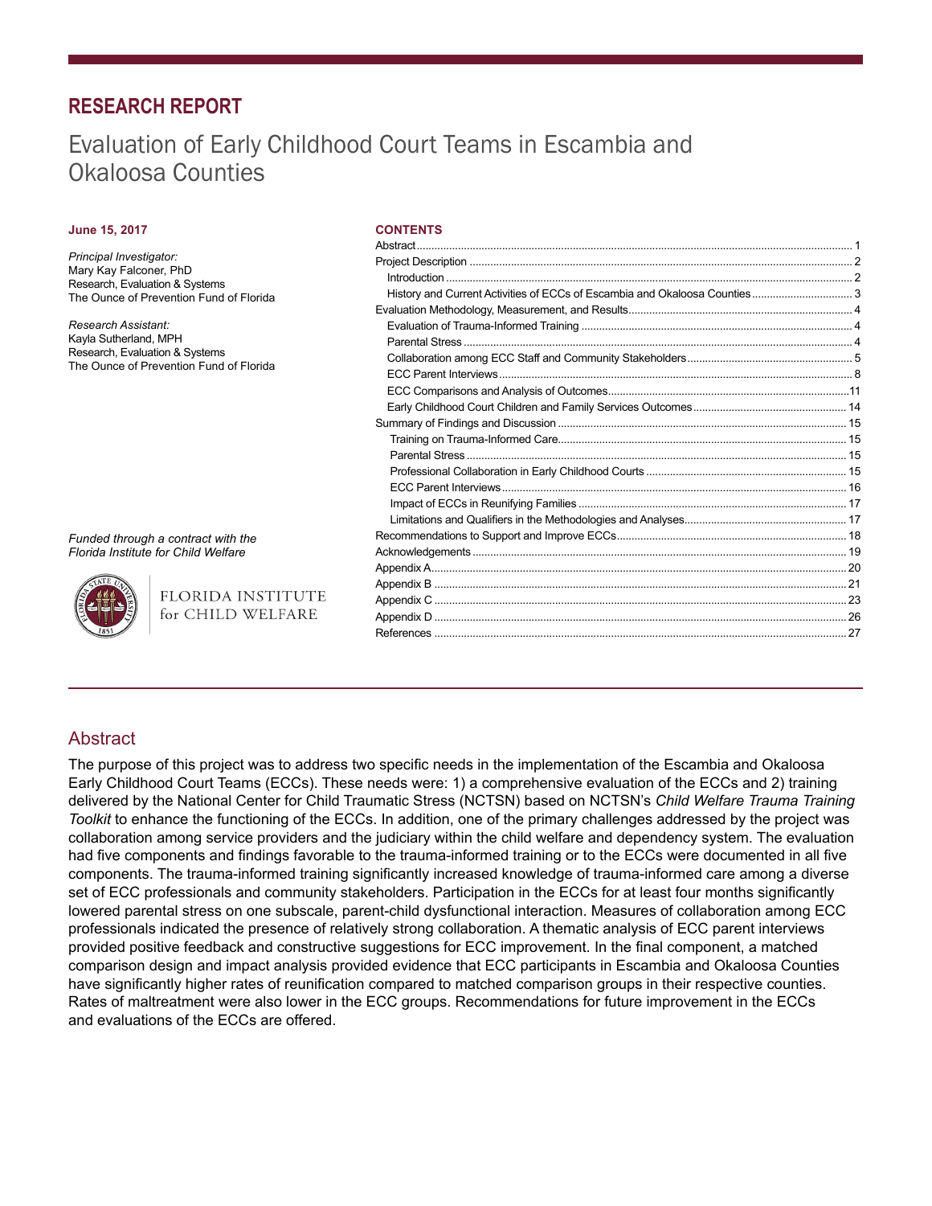# RESEARCH REPORT

## Evaluation of Early Childhood Court Teams in Escambia and Okaloosa Counties

**June 15, 2017**

*Principal Investigator:*
Mary Kay Falconer, PhD
Research, Evaluation & Systems
The Ounce of Prevention Fund of Florida

*Research Assistant:*
Kayla Sutherland, MPH
Research, Evaluation & Systems
The Ounce of Prevention Fund of Florida

*Funded through a contract with the Florida Institute for Child Welfare*

FLORIDA INSTITUTE for CHILD WELFARE

**CONTENTS**

- Abstract ... 1
- Project Description ... 2
  - Introduction ... 2
  - History and Current Activities of ECCs of Escambia and Okaloosa Counties ... 3
- Evaluation Methodology, Measurement, and Results ... 4
  - Evaluation of Trauma-Informed Training ... 4
  - Parental Stress ... 4
  - Collaboration among ECC Staff and Community Stakeholders ... 5
  - ECC Parent Interviews ... 8
  - ECC Comparisons and Analysis of Outcomes ... 11
  - Early Childhood Court Children and Family Services Outcomes ... 14
- Summary of Findings and Discussion ... 15
  - Training on Trauma-Informed Care ... 15
  - Parental Stress ... 15
  - Professional Collaboration in Early Childhood Courts ... 15
  - ECC Parent Interviews ... 16
  - Impact of ECCs in Reunifying Families ... 17
  - Limitations and Qualifiers in the Methodologies and Analyses ... 17
- Recommendations to Support and Improve ECCs ... 18
- Acknowledgements ... 19
- Appendix A ... 20
- Appendix B ... 21
- Appendix C ... 23
- Appendix D ... 26
- References ... 27

## Abstract

The purpose of this project was to address two specific needs in the implementation of the Escambia and Okaloosa Early Childhood Court Teams (ECCs). These needs were: 1) a comprehensive evaluation of the ECCs and 2) training delivered by the National Center for Child Traumatic Stress (NCTSN) based on NCTSN's *Child Welfare Trauma Training Toolkit* to enhance the functioning of the ECCs. In addition, one of the primary challenges addressed by the project was collaboration among service providers and the judiciary within the child welfare and dependency system. The evaluation had five components and findings favorable to the trauma-informed training or to the ECCs were documented in all five components. The trauma-informed training significantly increased knowledge of trauma-informed care among a diverse set of ECC professionals and community stakeholders. Participation in the ECCs for at least four months significantly lowered parental stress on one subscale, parent-child dysfunctional interaction. Measures of collaboration among ECC professionals indicated the presence of relatively strong collaboration. A thematic analysis of ECC parent interviews provided positive feedback and constructive suggestions for ECC improvement. In the final component, a matched comparison design and impact analysis provided evidence that ECC participants in Escambia and Okaloosa Counties have significantly higher rates of reunification compared to matched comparison groups in their respective counties. Rates of maltreatment were also lower in the ECC groups. Recommendations for future improvement in the ECCs and evaluations of the ECCs are offered.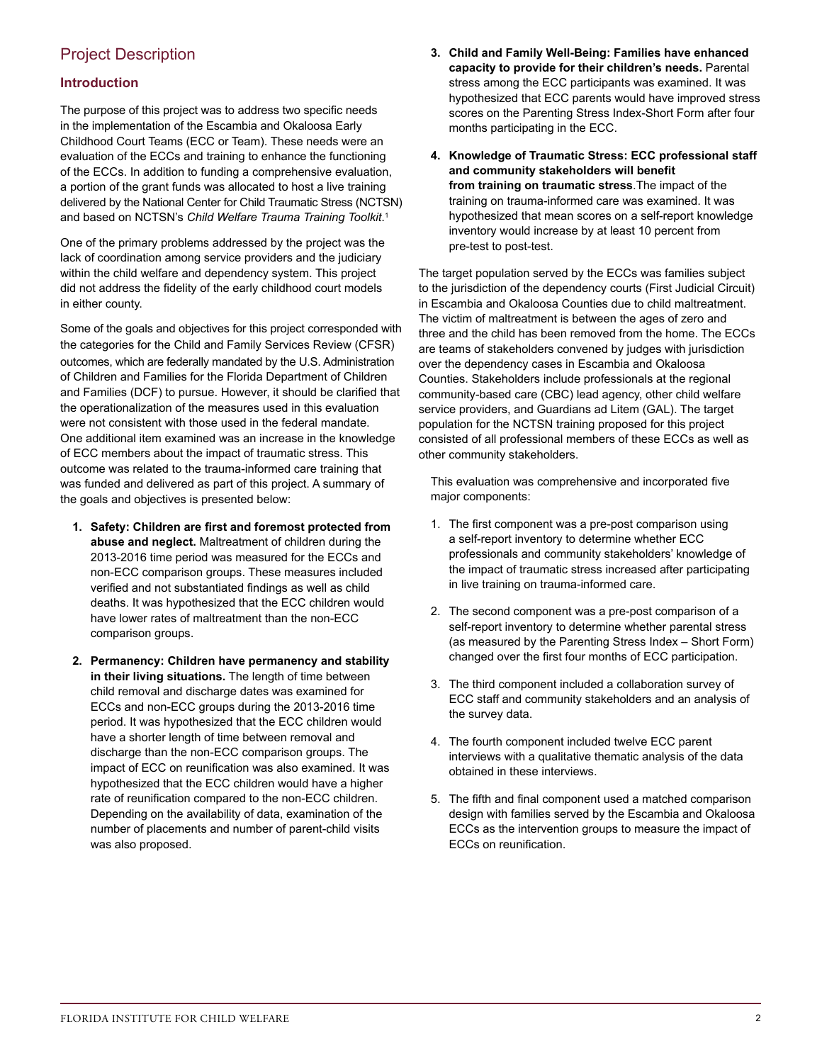## Project Description

### Introduction

The purpose of this project was to address two specific needs in the implementation of the Escambia and Okaloosa Early Childhood Court Teams (ECC or Team). These needs were an evaluation of the ECCs and training to enhance the functioning of the ECCs. In addition to funding a comprehensive evaluation, a portion of the grant funds was allocated to host a live training delivered by the National Center for Child Traumatic Stress (NCTSN) and based on NCTSN's *Child Welfare Trauma Training Toolkit*.[1]

One of the primary problems addressed by the project was the lack of coordination among service providers and the judiciary within the child welfare and dependency system. This project did not address the fidelity of the early childhood court models in either county.

Some of the goals and objectives for this project corresponded with the categories for the Child and Family Services Review (CFSR) outcomes, which are federally mandated by the U.S. Administration of Children and Families for the Florida Department of Children and Families (DCF) to pursue. However, it should be clarified that the operationalization of the measures used in this evaluation were not consistent with those used in the federal mandate. One additional item examined was an increase in the knowledge of ECC members about the impact of traumatic stress. This outcome was related to the trauma-informed care training that was funded and delivered as part of this project. A summary of the goals and objectives is presented below:

1. **Safety: Children are first and foremost protected from abuse and neglect.** Maltreatment of children during the 2013-2016 time period was measured for the ECCs and non-ECC comparison groups. These measures included verified and not substantiated findings as well as child deaths. It was hypothesized that the ECC children would have lower rates of maltreatment than the non-ECC comparison groups.

2. **Permanency: Children have permanency and stability in their living situations.** The length of time between child removal and discharge dates was examined for ECCs and non-ECC groups during the 2013-2016 time period. It was hypothesized that the ECC children would have a shorter length of time between removal and discharge than the non-ECC comparison groups. The impact of ECC on reunification was also examined. It was hypothesized that the ECC children would have a higher rate of reunification compared to the non-ECC children. Depending on the availability of data, examination of the number of placements and number of parent-child visits was also proposed.

3. **Child and Family Well-Being: Families have enhanced capacity to provide for their children's needs.** Parental stress among the ECC participants was examined. It was hypothesized that ECC parents would have improved stress scores on the Parenting Stress Index-Short Form after four months participating in the ECC.

4. **Knowledge of Traumatic Stress: ECC professional staff and community stakeholders will benefit from training on traumatic stress**.The impact of the training on trauma-informed care was examined. It was hypothesized that mean scores on a self-report knowledge inventory would increase by at least 10 percent from pre-test to post-test.

The target population served by the ECCs was families subject to the jurisdiction of the dependency courts (First Judicial Circuit) in Escambia and Okaloosa Counties due to child maltreatment. The victim of maltreatment is between the ages of zero and three and the child has been removed from the home. The ECCs are teams of stakeholders convened by judges with jurisdiction over the dependency cases in Escambia and Okaloosa Counties. Stakeholders include professionals at the regional community-based care (CBC) lead agency, other child welfare service providers, and Guardians ad Litem (GAL). The target population for the NCTSN training proposed for this project consisted of all professional members of these ECCs as well as other community stakeholders.

This evaluation was comprehensive and incorporated five major components:

1. The first component was a pre-post comparison using a self-report inventory to determine whether ECC professionals and community stakeholders' knowledge of the impact of traumatic stress increased after participating in live training on trauma-informed care.

2. The second component was a pre-post comparison of a self-report inventory to determine whether parental stress (as measured by the Parenting Stress Index – Short Form) changed over the first four months of ECC participation.

3. The third component included a collaboration survey of ECC staff and community stakeholders and an analysis of the survey data.

4. The fourth component included twelve ECC parent interviews with a qualitative thematic analysis of the data obtained in these interviews.

5. The fifth and final component used a matched comparison design with families served by the Escambia and Okaloosa ECCs as the intervention groups to measure the impact of ECCs on reunification.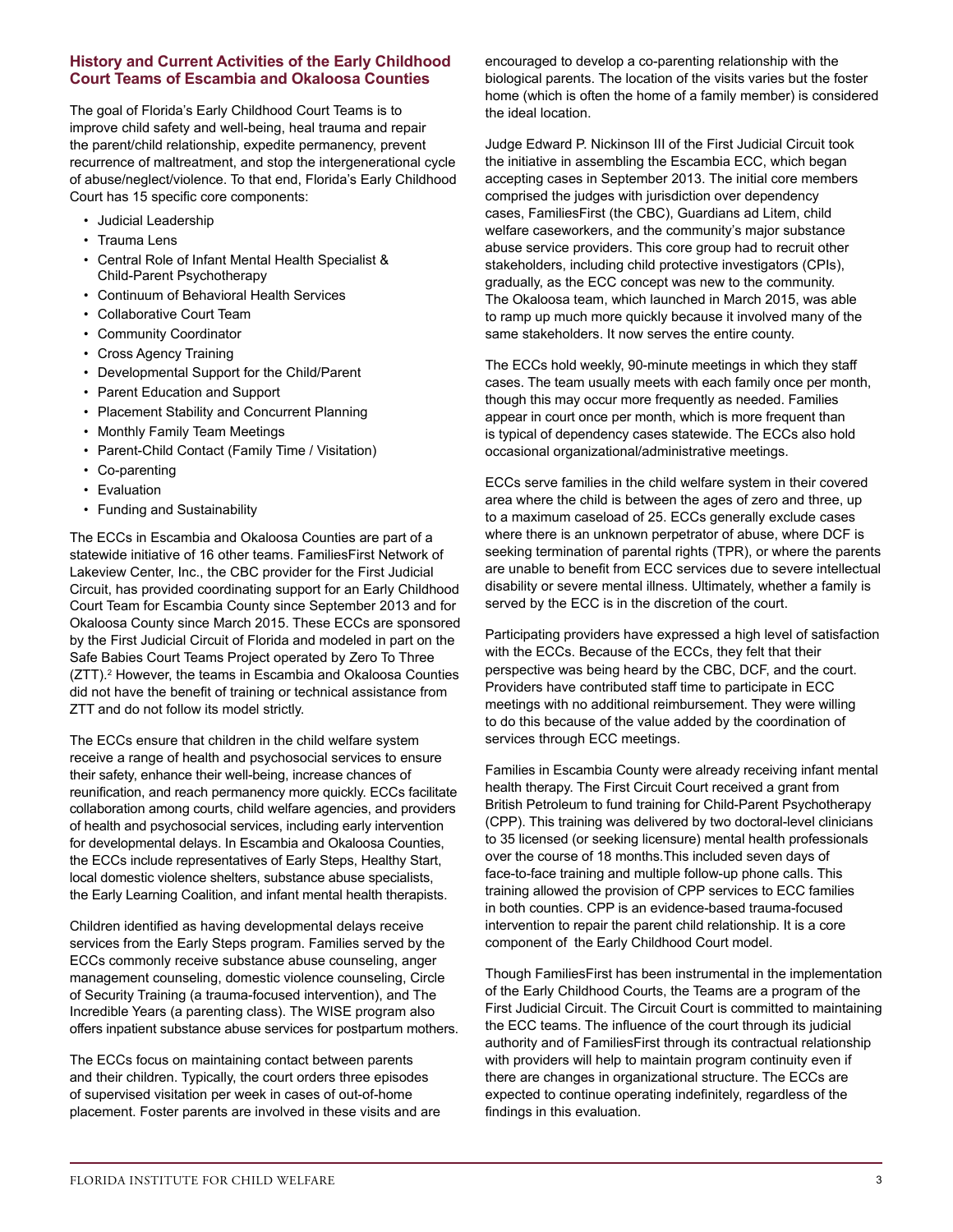## History and Current Activities of the Early Childhood Court Teams of Escambia and Okaloosa Counties

The goal of Florida's Early Childhood Court Teams is to improve child safety and well-being, heal trauma and repair the parent/child relationship, expedite permanency, prevent recurrence of maltreatment, and stop the intergenerational cycle of abuse/neglect/violence. To that end, Florida's Early Childhood Court has 15 specific core components:

- Judicial Leadership
- Trauma Lens
- Central Role of Infant Mental Health Specialist & Child-Parent Psychotherapy
- Continuum of Behavioral Health Services
- Collaborative Court Team
- Community Coordinator
- Cross Agency Training
- Developmental Support for the Child/Parent
- Parent Education and Support
- Placement Stability and Concurrent Planning
- Monthly Family Team Meetings
- Parent-Child Contact (Family Time / Visitation)
- Co-parenting
- Evaluation
- Funding and Sustainability

The ECCs in Escambia and Okaloosa Counties are part of a statewide initiative of 16 other teams. FamiliesFirst Network of Lakeview Center, Inc., the CBC provider for the First Judicial Circuit, has provided coordinating support for an Early Childhood Court Team for Escambia County since September 2013 and for Okaloosa County since March 2015. These ECCs are sponsored by the First Judicial Circuit of Florida and modeled in part on the Safe Babies Court Teams Project operated by Zero To Three (ZTT).[2] However, the teams in Escambia and Okaloosa Counties did not have the benefit of training or technical assistance from ZTT and do not follow its model strictly.

The ECCs ensure that children in the child welfare system receive a range of health and psychosocial services to ensure their safety, enhance their well-being, increase chances of reunification, and reach permanency more quickly. ECCs facilitate collaboration among courts, child welfare agencies, and providers of health and psychosocial services, including early intervention for developmental delays. In Escambia and Okaloosa Counties, the ECCs include representatives of Early Steps, Healthy Start, local domestic violence shelters, substance abuse specialists, the Early Learning Coalition, and infant mental health therapists.

Children identified as having developmental delays receive services from the Early Steps program. Families served by the ECCs commonly receive substance abuse counseling, anger management counseling, domestic violence counseling, Circle of Security Training (a trauma-focused intervention), and The Incredible Years (a parenting class). The WISE program also offers inpatient substance abuse services for postpartum mothers.

The ECCs focus on maintaining contact between parents and their children. Typically, the court orders three episodes of supervised visitation per week in cases of out-of-home placement. Foster parents are involved in these visits and are encouraged to develop a co-parenting relationship with the biological parents. The location of the visits varies but the foster home (which is often the home of a family member) is considered the ideal location.

Judge Edward P. Nickinson III of the First Judicial Circuit took the initiative in assembling the Escambia ECC, which began accepting cases in September 2013. The initial core members comprised the judges with jurisdiction over dependency cases, FamiliesFirst (the CBC), Guardians ad Litem, child welfare caseworkers, and the community's major substance abuse service providers. This core group had to recruit other stakeholders, including child protective investigators (CPIs), gradually, as the ECC concept was new to the community. The Okaloosa team, which launched in March 2015, was able to ramp up much more quickly because it involved many of the same stakeholders. It now serves the entire county.

The ECCs hold weekly, 90-minute meetings in which they staff cases. The team usually meets with each family once per month, though this may occur more frequently as needed. Families appear in court once per month, which is more frequent than is typical of dependency cases statewide. The ECCs also hold occasional organizational/administrative meetings.

ECCs serve families in the child welfare system in their covered area where the child is between the ages of zero and three, up to a maximum caseload of 25. ECCs generally exclude cases where there is an unknown perpetrator of abuse, where DCF is seeking termination of parental rights (TPR), or where the parents are unable to benefit from ECC services due to severe intellectual disability or severe mental illness. Ultimately, whether a family is served by the ECC is in the discretion of the court.

Participating providers have expressed a high level of satisfaction with the ECCs. Because of the ECCs, they felt that their perspective was being heard by the CBC, DCF, and the court. Providers have contributed staff time to participate in ECC meetings with no additional reimbursement. They were willing to do this because of the value added by the coordination of services through ECC meetings.

Families in Escambia County were already receiving infant mental health therapy. The First Circuit Court received a grant from British Petroleum to fund training for Child-Parent Psychotherapy (CPP). This training was delivered by two doctoral-level clinicians to 35 licensed (or seeking licensure) mental health professionals over the course of 18 months.This included seven days of face-to-face training and multiple follow-up phone calls. This training allowed the provision of CPP services to ECC families in both counties. CPP is an evidence-based trauma-focused intervention to repair the parent child relationship. It is a core component of  the Early Childhood Court model.

Though FamiliesFirst has been instrumental in the implementation of the Early Childhood Courts, the Teams are a program of the First Judicial Circuit. The Circuit Court is committed to maintaining the ECC teams. The influence of the court through its judicial authority and of FamiliesFirst through its contractual relationship with providers will help to maintain program continuity even if there are changes in organizational structure. The ECCs are expected to continue operating indefinitely, regardless of the findings in this evaluation.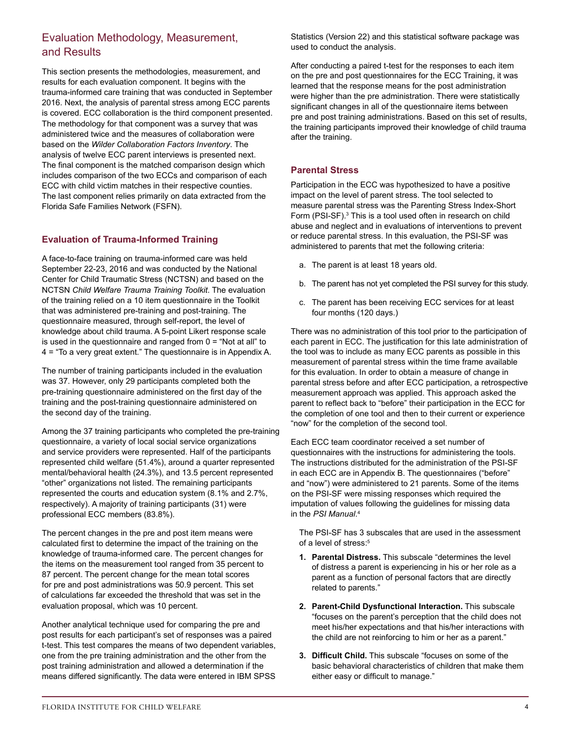## Evaluation Methodology, Measurement, and Results

This section presents the methodologies, measurement, and results for each evaluation component. It begins with the trauma-informed care training that was conducted in September 2016. Next, the analysis of parental stress among ECC parents is covered. ECC collaboration is the third component presented. The methodology for that component was a survey that was administered twice and the measures of collaboration were based on the *Wilder Collaboration Factors Inventory*. The analysis of twelve ECC parent interviews is presented next. The final component is the matched comparison design which includes comparison of the two ECCs and comparison of each ECC with child victim matches in their respective counties. The last component relies primarily on data extracted from the Florida Safe Families Network (FSFN).

### Evaluation of Trauma-Informed Training

A face-to-face training on trauma-informed care was held September 22-23, 2016 and was conducted by the National Center for Child Traumatic Stress (NCTSN) and based on the NCTSN *Child Welfare Trauma Training Toolkit*. The evaluation of the training relied on a 10 item questionnaire in the Toolkit that was administered pre-training and post-training. The questionnaire measured, through self-report, the level of knowledge about child trauma. A 5-point Likert response scale is used in the questionnaire and ranged from 0 = "Not at all" to 4 = "To a very great extent." The questionnaire is in Appendix A.

The number of training participants included in the evaluation was 37. However, only 29 participants completed both the pre-training questionnaire administered on the first day of the training and the post-training questionnaire administered on the second day of the training.

Among the 37 training participants who completed the pre-training questionnaire, a variety of local social service organizations and service providers were represented. Half of the participants represented child welfare (51.4%), around a quarter represented mental/behavioral health (24.3%), and 13.5 percent represented "other" organizations not listed. The remaining participants represented the courts and education system (8.1% and 2.7%, respectively). A majority of training participants (31) were professional ECC members (83.8%).

The percent changes in the pre and post item means were calculated first to determine the impact of the training on the knowledge of trauma-informed care. The percent changes for the items on the measurement tool ranged from 35 percent to 87 percent. The percent change for the mean total scores for pre and post administrations was 50.9 percent. This set of calculations far exceeded the threshold that was set in the evaluation proposal, which was 10 percent.

Another analytical technique used for comparing the pre and post results for each participant's set of responses was a paired t-test. This test compares the means of two dependent variables, one from the pre training administration and the other from the post training administration and allowed a determination if the means differed significantly. The data were entered in IBM SPSS Statistics (Version 22) and this statistical software package was used to conduct the analysis.

After conducting a paired t-test for the responses to each item on the pre and post questionnaires for the ECC Training, it was learned that the response means for the post administration were higher than the pre administration. There were statistically significant changes in all of the questionnaire items between pre and post training administrations. Based on this set of results, the training participants improved their knowledge of child trauma after the training.

### Parental Stress

Participation in the ECC was hypothesized to have a positive impact on the level of parent stress. The tool selected to measure parental stress was the Parenting Stress Index-Short Form (PSI-SF).[3] This is a tool used often in research on child abuse and neglect and in evaluations of interventions to prevent or reduce parental stress. In this evaluation, the PSI-SF was administered to parents that met the following criteria:

a. The parent is at least 18 years old.

b. The parent has not yet completed the PSI survey for this study.

c. The parent has been receiving ECC services for at least four months (120 days.)

There was no administration of this tool prior to the participation of each parent in ECC. The justification for this late administration of the tool was to include as many ECC parents as possible in this measurement of parental stress within the time frame available for this evaluation. In order to obtain a measure of change in parental stress before and after ECC participation, a retrospective measurement approach was applied. This approach asked the parent to reflect back to "before" their participation in the ECC for the completion of one tool and then to their current or experience "now" for the completion of the second tool.

Each ECC team coordinator received a set number of questionnaires with the instructions for administering the tools. The instructions distributed for the administration of the PSI-SF in each ECC are in Appendix B. The questionnaires ("before" and "now") were administered to 21 parents. Some of the items on the PSI-SF were missing responses which required the imputation of values following the guidelines for missing data in the *PSI Manual*.[4]

The PSI-SF has 3 subscales that are used in the assessment of a level of stress:[5]

1. **Parental Distress.** This subscale "determines the level of distress a parent is experiencing in his or her role as a parent as a function of personal factors that are directly related to parents."

2. **Parent-Child Dysfunctional Interaction.** This subscale "focuses on the parent's perception that the child does not meet his/her expectations and that his/her interactions with the child are not reinforcing to him or her as a parent."

3. **Difficult Child.** This subscale "focuses on some of the basic behavioral characteristics of children that make them either easy or difficult to manage."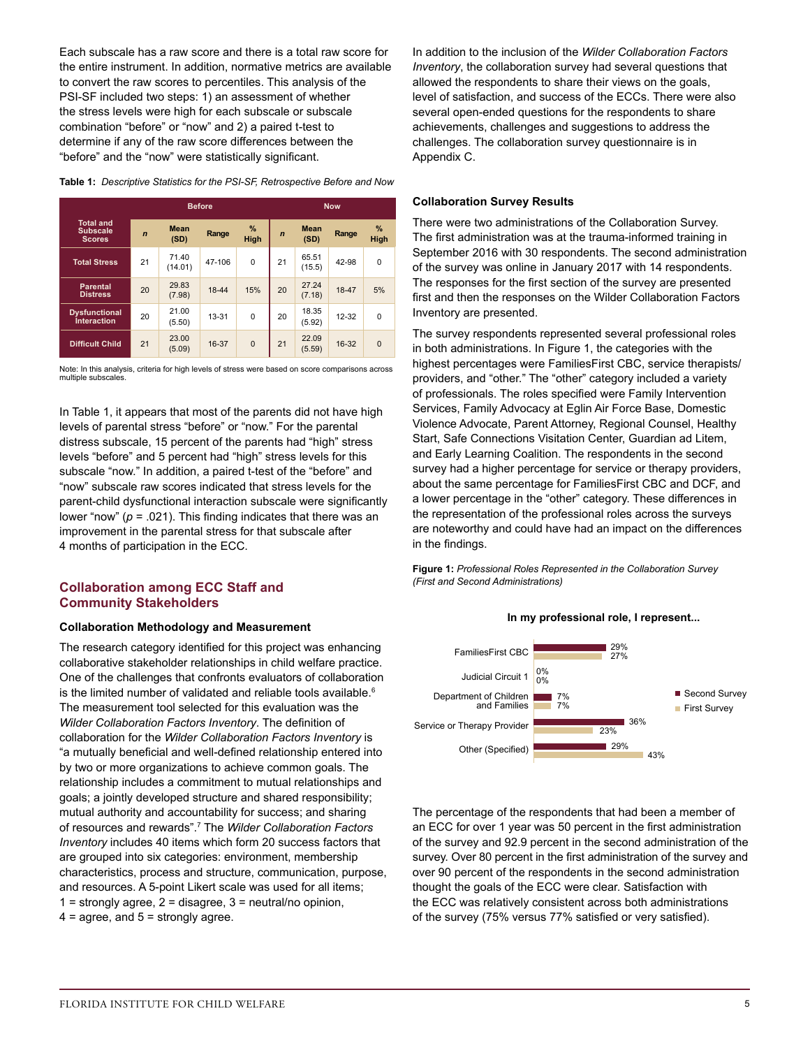Each subscale has a raw score and there is a total raw score for the entire instrument. In addition, normative metrics are available to convert the raw scores to percentiles. This analysis of the PSI-SF included two steps: 1) an assessment of whether the stress levels were high for each subscale or subscale combination "before" or "now" and 2) a paired t-test to determine if any of the raw score differences between the "before" and the "now" were statistically significant.

**Table 1:** *Descriptive Statistics for the PSI-SF, Retrospective Before and Now*

| Total and Subscale Scores | Before | | | | Now | | | |
|---|---|---|---|---|---|---|---|---|
| | *n* | Mean (SD) | Range | % High | *n* | Mean (SD) | Range | % High |
| **Total Stress** | 21 | 71.40 (14.01) | 47-106 | 0 | 21 | 65.51 (15.5) | 42-98 | 0 |
| **Parental Distress** | 20 | 29.83 (7.98) | 18-44 | 15% | 20 | 27.24 (7.18) | 18-47 | 5% |
| **Dysfunctional Interaction** | 20 | 21.00 (5.50) | 13-31 | 0 | 20 | 18.35 (5.92) | 12-32 | 0 |
| **Difficult Child** | 21 | 23.00 (5.09) | 16-37 | 0 | 21 | 22.09 (5.59) | 16-32 | 0 |

Note: In this analysis, criteria for high levels of stress were based on score comparisons across multiple subscales.

In Table 1, it appears that most of the parents did not have high levels of parental stress "before" or "now." For the parental distress subscale, 15 percent of the parents had "high" stress levels "before" and 5 percent had "high" stress levels for this subscale "now." In addition, a paired t-test of the "before" and "now" subscale raw scores indicated that stress levels for the parent-child dysfunctional interaction subscale were significantly lower "now" ($p$ = .021). This finding indicates that there was an improvement in the parental stress for that subscale after 4 months of participation in the ECC.

## Collaboration among ECC Staff and Community Stakeholders

### Collaboration Methodology and Measurement

The research category identified for this project was enhancing collaborative stakeholder relationships in child welfare practice. One of the challenges that confronts evaluators of collaboration is the limited number of validated and reliable tools available.[6] The measurement tool selected for this evaluation was the *Wilder Collaboration Factors Inventory*. The definition of collaboration for the *Wilder Collaboration Factors Inventory* is "a mutually beneficial and well-defined relationship entered into by two or more organizations to achieve common goals. The relationship includes a commitment to mutual relationships and goals; a jointly developed structure and shared responsibility; mutual authority and accountability for success; and sharing of resources and rewards".[7] The *Wilder Collaboration Factors Inventory* includes 40 items which form 20 success factors that are grouped into six categories: environment, membership characteristics, process and structure, communication, purpose, and resources. A 5-point Likert scale was used for all items; 1 = strongly agree, 2 = disagree, 3 = neutral/no opinion, 4 = agree, and 5 = strongly agree.

In addition to the inclusion of the *Wilder Collaboration Factors Inventory*, the collaboration survey had several questions that allowed the respondents to share their views on the goals, level of satisfaction, and success of the ECCs. There were also several open-ended questions for the respondents to share achievements, challenges and suggestions to address the challenges. The collaboration survey questionnaire is in Appendix C.

### Collaboration Survey Results

There were two administrations of the Collaboration Survey. The first administration was at the trauma-informed training in September 2016 with 30 respondents. The second administration of the survey was online in January 2017 with 14 respondents. The responses for the first section of the survey are presented first and then the responses on the Wilder Collaboration Factors Inventory are presented.

The survey respondents represented several professional roles in both administrations. In Figure 1, the categories with the highest percentages were FamiliesFirst CBC, service therapists/providers, and "other." The "other" category included a variety of professionals. The roles specified were Family Intervention Services, Family Advocacy at Eglin Air Force Base, Domestic Violence Advocate, Parent Attorney, Regional Counsel, Healthy Start, Safe Connections Visitation Center, Guardian ad Litem, and Early Learning Coalition. The respondents in the second survey had a higher percentage for service or therapy providers, about the same percentage for FamiliesFirst CBC and DCF, and a lower percentage in the "other" category. These differences in the representation of the professional roles across the surveys are noteworthy and could have had an impact on the differences in the findings.

**Figure 1:** *Professional Roles Represented in the Collaboration Survey (First and Second Administrations)*

**In my professional role, I represent...**

| Role | Second Survey | First Survey |
|---|---|---|
| FamiliesFirst CBC | 29% | 27% |
| Judicial Circuit 1 | 0% | 0% |
| Department of Children and Families | 7% | 7% |
| Service or Therapy Provider | 36% | 23% |
| Other (Specified) | 29% | 43% |

The percentage of the respondents that had been a member of an ECC for over 1 year was 50 percent in the first administration of the survey and 92.9 percent in the second administration of the survey. Over 80 percent in the first administration of the survey and over 90 percent of the respondents in the second administration thought the goals of the ECC were clear. Satisfaction with the ECC was relatively consistent across both administrations of the survey (75% versus 77% satisfied or very satisfied).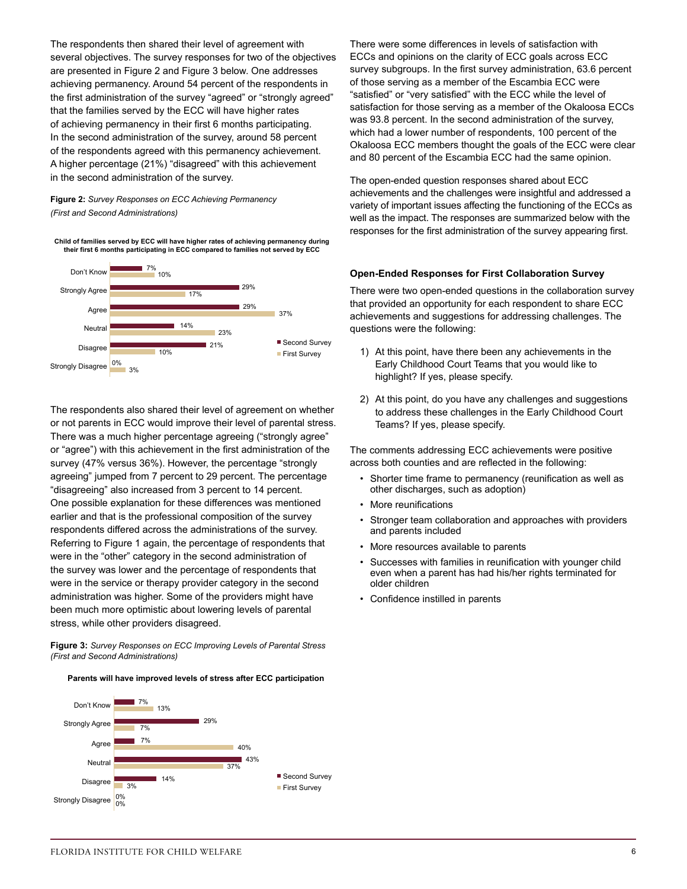The respondents then shared their level of agreement with several objectives. The survey responses for two of the objectives are presented in Figure 2 and Figure 3 below. One addresses achieving permanency. Around 54 percent of the respondents in the first administration of the survey "agreed" or "strongly agreed" that the families served by the ECC will have higher rates of achieving permanency in their first 6 months participating. In the second administration of the survey, around 58 percent of the respondents agreed with this permanency achievement. A higher percentage (21%) "disagreed" with this achievement in the second administration of the survey.

**Figure 2:** *Survey Responses on ECC Achieving Permanency (First and Second Administrations)*

**Child of families served by ECC will have higher rates of achieving permanency during their first 6 months participating in ECC compared to families not served by ECC**

| | Second Survey | First Survey |
|---|---|---|
| Don't Know | 7% | 10% |
| Strongly Agree | 29% | 17% |
| Agree | 29% | 37% |
| Neutral | 14% | 23% |
| Disagree | 21% | 10% |
| Strongly Disagree | 0% | 3% |

The respondents also shared their level of agreement on whether or not parents in ECC would improve their level of parental stress. There was a much higher percentage agreeing ("strongly agree" or "agree") with this achievement in the first administration of the survey (47% versus 36%). However, the percentage "strongly agreeing" jumped from 7 percent to 29 percent. The percentage "disagreeing" also increased from 3 percent to 14 percent. One possible explanation for these differences was mentioned earlier and that is the professional composition of the survey respondents differed across the administrations of the survey. Referring to Figure 1 again, the percentage of respondents that were in the "other" category in the second administration of the survey was lower and the percentage of respondents that were in the service or therapy provider category in the second administration was higher. Some of the providers might have been much more optimistic about lowering levels of parental stress, while other providers disagreed.

**Figure 3:** *Survey Responses on ECC Improving Levels of Parental Stress (First and Second Administrations)*

**Parents will have improved levels of stress after ECC participation**

| | Second Survey | First Survey |
|---|---|---|
| Don't Know | 7% | 13% |
| Strongly Agree | 29% | 7% |
| Agree | 7% | 40% |
| Neutral | 43% | 37% |
| Disagree | 14% | 3% |
| Strongly Disagree | 0% | 0% |

There were some differences in levels of satisfaction with ECCs and opinions on the clarity of ECC goals across ECC survey subgroups. In the first survey administration, 63.6 percent of those serving as a member of the Escambia ECC were "satisfied" or "very satisfied" with the ECC while the level of satisfaction for those serving as a member of the Okaloosa ECCs was 93.8 percent. In the second administration of the survey, which had a lower number of respondents, 100 percent of the Okaloosa ECC members thought the goals of the ECC were clear and 80 percent of the Escambia ECC had the same opinion.

The open-ended question responses shared about ECC achievements and the challenges were insightful and addressed a variety of important issues affecting the functioning of the ECCs as well as the impact. The responses are summarized below with the responses for the first administration of the survey appearing first.

### Open-Ended Responses for First Collaboration Survey

There were two open-ended questions in the collaboration survey that provided an opportunity for each respondent to share ECC achievements and suggestions for addressing challenges. The questions were the following:

1) At this point, have there been any achievements in the Early Childhood Court Teams that you would like to highlight? If yes, please specify.
2) At this point, do you have any challenges and suggestions to address these challenges in the Early Childhood Court Teams? If yes, please specify.

The comments addressing ECC achievements were positive across both counties and are reflected in the following:

- Shorter time frame to permanency (reunification as well as other discharges, such as adoption)
- More reunifications
- Stronger team collaboration and approaches with providers and parents included
- More resources available to parents
- Successes with families in reunification with younger child even when a parent has had his/her rights terminated for older children
- Confidence instilled in parents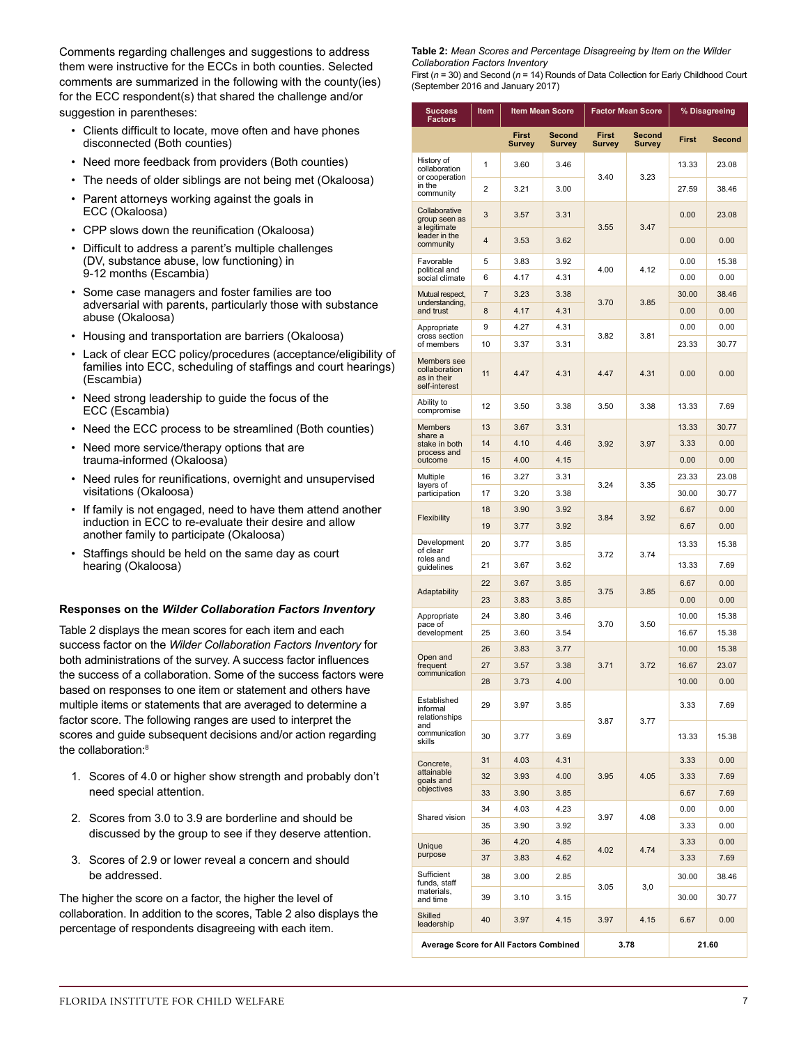Comments regarding challenges and suggestions to address them were instructive for the ECCs in both counties. Selected comments are summarized in the following with the county(ies) for the ECC respondent(s) that shared the challenge and/or suggestion in parentheses:

- Clients difficult to locate, move often and have phones disconnected (Both counties)
- Need more feedback from providers (Both counties)
- The needs of older siblings are not being met (Okaloosa)
- Parent attorneys working against the goals in ECC (Okaloosa)
- CPP slows down the reunification (Okaloosa)
- Difficult to address a parent's multiple challenges (DV, substance abuse, low functioning) in 9-12 months (Escambia)
- Some case managers and foster families are too adversarial with parents, particularly those with substance abuse (Okaloosa)
- Housing and transportation are barriers (Okaloosa)
- Lack of clear ECC policy/procedures (acceptance/eligibility of families into ECC, scheduling of staffings and court hearings) (Escambia)
- Need strong leadership to guide the focus of the ECC (Escambia)
- Need the ECC process to be streamlined (Both counties)
- Need more service/therapy options that are trauma-informed (Okaloosa)
- Need rules for reunifications, overnight and unsupervised visitations (Okaloosa)
- If family is not engaged, need to have them attend another induction in ECC to re-evaluate their desire and allow another family to participate (Okaloosa)
- Staffings should be held on the same day as court hearing (Okaloosa)

### Responses on the *Wilder Collaboration Factors Inventory*

Table 2 displays the mean scores for each item and each success factor on the *Wilder Collaboration Factors Inventory* for both administrations of the survey. A success factor influences the success of a collaboration. Some of the success factors were based on responses to one item or statement and others have multiple items or statements that are averaged to determine a factor score. The following ranges are used to interpret the scores and guide subsequent decisions and/or action regarding the collaboration:[8]

1. Scores of 4.0 or higher show strength and probably don't need special attention.
2. Scores from 3.0 to 3.9 are borderline and should be discussed by the group to see if they deserve attention.
3. Scores of 2.9 or lower reveal a concern and should be addressed.

The higher the score on a factor, the higher the level of collaboration. In addition to the scores, Table 2 also displays the percentage of respondents disagreeing with each item.

**Table 2:** *Mean Scores and Percentage Disagreeing by Item on the Wilder Collaboration Factors Inventory*
First ($n$ = 30) and Second ($n$ = 14) Rounds of Data Collection for Early Childhood Court (September 2016 and January 2017)

| Success Factors | Item | Item Mean Score | | Factor Mean Score | | % Disagreeing | |
|---|---|---|---|---|---|---|---|
| | | First Survey | Second Survey | First Survey | Second Survey | First | Second |
| History of collaboration or cooperation in the community | 1 | 3.60 | 3.46 | 3.40 | 3.23 | 13.33 | 23.08 |
| | 2 | 3.21 | 3.00 | | | 27.59 | 38.46 |
| Collaborative group seen as a legitimate leader in the community | 3 | 3.57 | 3.31 | 3.55 | 3.47 | 0.00 | 23.08 |
| | 4 | 3.53 | 3.62 | | | 0.00 | 0.00 |
| Favorable political and social climate | 5 | 3.83 | 3.92 | 4.00 | 4.12 | 0.00 | 15.38 |
| | 6 | 4.17 | 4.31 | | | 0.00 | 0.00 |
| Mutual respect, understanding, and trust | 7 | 3.23 | 3.38 | 3.70 | 3.85 | 30.00 | 38.46 |
| | 8 | 4.17 | 4.31 | | | 0.00 | 0.00 |
| Appropriate cross section of members | 9 | 4.27 | 4.31 | 3.82 | 3.81 | 0.00 | 0.00 |
| | 10 | 3.37 | 3.31 | | | 23.33 | 30.77 |
| Members see collaboration as in their self-interest | 11 | 4.47 | 4.31 | 4.47 | 4.31 | 0.00 | 0.00 |
| Ability to compromise | 12 | 3.50 | 3.38 | 3.50 | 3.38 | 13.33 | 7.69 |
| Members share a stake in both process and outcome | 13 | 3.67 | 3.31 | 3.92 | 3.97 | 13.33 | 30.77 |
| | 14 | 4.10 | 4.46 | | | 3.33 | 0.00 |
| | 15 | 4.00 | 4.15 | | | 0.00 | 0.00 |
| Multiple layers of participation | 16 | 3.27 | 3.31 | 3.24 | 3.35 | 23.33 | 23.08 |
| | 17 | 3.20 | 3.38 | | | 30.00 | 30.77 |
| Flexibility | 18 | 3.90 | 3.92 | 3.84 | 3.92 | 6.67 | 0.00 |
| | 19 | 3.77 | 3.92 | | | 6.67 | 0.00 |
| Development of clear roles and guidelines | 20 | 3.77 | 3.85 | 3.72 | 3.74 | 13.33 | 15.38 |
| | 21 | 3.67 | 3.62 | | | 13.33 | 7.69 |
| Adaptability | 22 | 3.67 | 3.85 | 3.75 | 3.85 | 6.67 | 0.00 |
| | 23 | 3.83 | 3.85 | | | 0.00 | 0.00 |
| Appropriate pace of development | 24 | 3.80 | 3.46 | 3.70 | 3.50 | 10.00 | 15.38 |
| | 25 | 3.60 | 3.54 | | | 16.67 | 15.38 |
| Open and frequent communication | 26 | 3.83 | 3.77 | 3.71 | 3.72 | 10.00 | 15.38 |
| | 27 | 3.57 | 3.38 | | | 16.67 | 23.07 |
| | 28 | 3.73 | 4.00 | | | 10.00 | 0.00 |
| Established informal relationships and communication skills | 29 | 3.97 | 3.85 | 3.87 | 3.77 | 3.33 | 7.69 |
| | 30 | 3.77 | 3.69 | | | 13.33 | 15.38 |
| Concrete, attainable goals and objectives | 31 | 4.03 | 4.31 | 3.95 | 4.05 | 3.33 | 0.00 |
| | 32 | 3.93 | 4.00 | | | 3.33 | 7.69 |
| | 33 | 3.90 | 3.85 | | | 6.67 | 7.69 |
| Shared vision | 34 | 4.03 | 4.23 | 3.97 | 4.08 | 0.00 | 0.00 |
| | 35 | 3.90 | 3.92 | | | 3.33 | 0.00 |
| Unique purpose | 36 | 4.20 | 4.85 | 4.02 | 4.74 | 3.33 | 0.00 |
| | 37 | 3.83 | 4.62 | | | 3.33 | 7.69 |
| Sufficient funds, staff materials, and time | 38 | 3.00 | 2.85 | 3.05 | 3,0 | 30.00 | 38.46 |
| | 39 | 3.10 | 3.15 | | | 30.00 | 30.77 |
| Skilled leadership | 40 | 3.97 | 4.15 | 3.97 | 4.15 | 6.67 | 0.00 |
| Average Score for All Factors Combined | | | | 3.78 | | 21.60 | |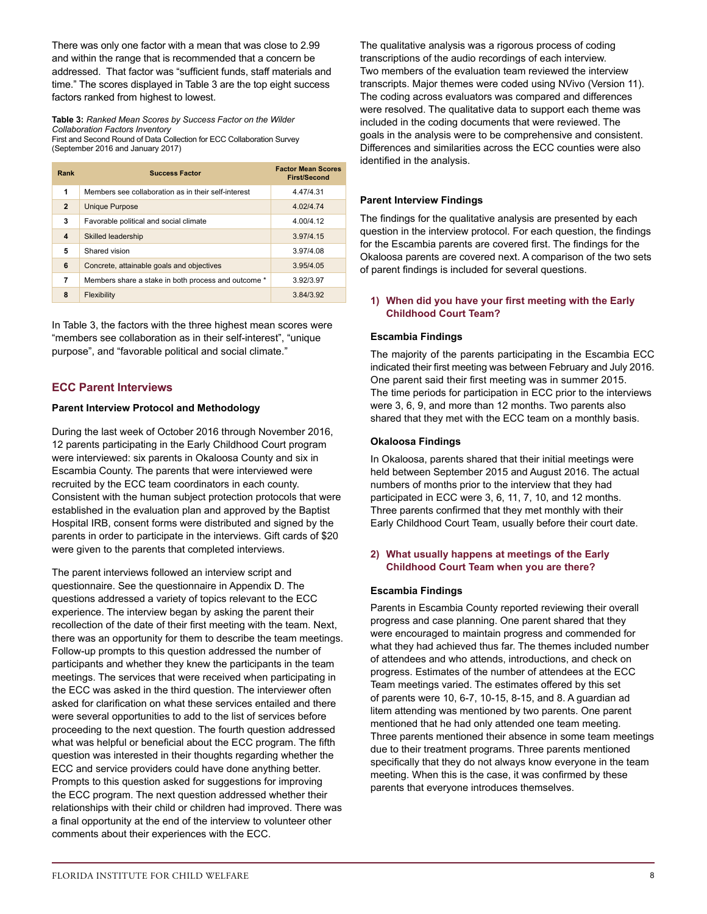There was only one factor with a mean that was close to 2.99 and within the range that is recommended that a concern be addressed. That factor was "sufficient funds, staff materials and time." The scores displayed in Table 3 are the top eight success factors ranked from highest to lowest.

**Table 3:** *Ranked Mean Scores by Success Factor on the Wilder Collaboration Factors Inventory*
First and Second Round of Data Collection for ECC Collaboration Survey (September 2016 and January 2017)

| Rank | Success Factor | Factor Mean Scores First/Second |
|---|---|---|
| 1 | Members see collaboration as in their self-interest | 4.47/4.31 |
| 2 | Unique Purpose | 4.02/4.74 |
| 3 | Favorable political and social climate | 4.00/4.12 |
| 4 | Skilled leadership | 3.97/4.15 |
| 5 | Shared vision | 3.97/4.08 |
| 6 | Concrete, attainable goals and objectives | 3.95/4.05 |
| 7 | Members share a stake in both process and outcome * | 3.92/3.97 |
| 8 | Flexibility | 3.84/3.92 |

In Table 3, the factors with the three highest mean scores were "members see collaboration as in their self-interest", "unique purpose", and "favorable political and social climate."

## ECC Parent Interviews

### Parent Interview Protocol and Methodology

During the last week of October 2016 through November 2016, 12 parents participating in the Early Childhood Court program were interviewed: six parents in Okaloosa County and six in Escambia County. The parents that were interviewed were recruited by the ECC team coordinators in each county. Consistent with the human subject protection protocols that were established in the evaluation plan and approved by the Baptist Hospital IRB, consent forms were distributed and signed by the parents in order to participate in the interviews. Gift cards of $20 were given to the parents that completed interviews.

The parent interviews followed an interview script and questionnaire. See the questionnaire in Appendix D. The questions addressed a variety of topics relevant to the ECC experience. The interview began by asking the parent their recollection of the date of their first meeting with the team. Next, there was an opportunity for them to describe the team meetings. Follow-up prompts to this question addressed the number of participants and whether they knew the participants in the team meetings. The services that were received when participating in the ECC was asked in the third question. The interviewer often asked for clarification on what these services entailed and there were several opportunities to add to the list of services before proceeding to the next question. The fourth question addressed what was helpful or beneficial about the ECC program. The fifth question was interested in their thoughts regarding whether the ECC and service providers could have done anything better. Prompts to this question asked for suggestions for improving the ECC program. The next question addressed whether their relationships with their child or children had improved. There was a final opportunity at the end of the interview to volunteer other comments about their experiences with the ECC.

The qualitative analysis was a rigorous process of coding transcriptions of the audio recordings of each interview. Two members of the evaluation team reviewed the interview transcripts. Major themes were coded using NVivo (Version 11). The coding across evaluators was compared and differences were resolved. The qualitative data to support each theme was included in the coding documents that were reviewed. The goals in the analysis were to be comprehensive and consistent. Differences and similarities across the ECC counties were also identified in the analysis.

### Parent Interview Findings

The findings for the qualitative analysis are presented by each question in the interview protocol. For each question, the findings for the Escambia parents are covered first. The findings for the Okaloosa parents are covered next. A comparison of the two sets of parent findings is included for several questions.

#### 1) When did you have your first meeting with the Early Childhood Court Team?

**Escambia Findings**

The majority of the parents participating in the Escambia ECC indicated their first meeting was between February and July 2016. One parent said their first meeting was in summer 2015. The time periods for participation in ECC prior to the interviews were 3, 6, 9, and more than 12 months. Two parents also shared that they met with the ECC team on a monthly basis.

**Okaloosa Findings**

In Okaloosa, parents shared that their initial meetings were held between September 2015 and August 2016. The actual numbers of months prior to the interview that they had participated in ECC were 3, 6, 11, 7, 10, and 12 months. Three parents confirmed that they met monthly with their Early Childhood Court Team, usually before their court date.

#### 2) What usually happens at meetings of the Early Childhood Court Team when you are there?

**Escambia Findings**

Parents in Escambia County reported reviewing their overall progress and case planning. One parent shared that they were encouraged to maintain progress and commended for what they had achieved thus far. The themes included number of attendees and who attends, introductions, and check on progress. Estimates of the number of attendees at the ECC Team meetings varied. The estimates offered by this set of parents were 10, 6-7, 10-15, 8-15, and 8. A guardian ad litem attending was mentioned by two parents. One parent mentioned that he had only attended one team meeting. Three parents mentioned their absence in some team meetings due to their treatment programs. Three parents mentioned specifically that they do not always know everyone in the team meeting. When this is the case, it was confirmed by these parents that everyone introduces themselves.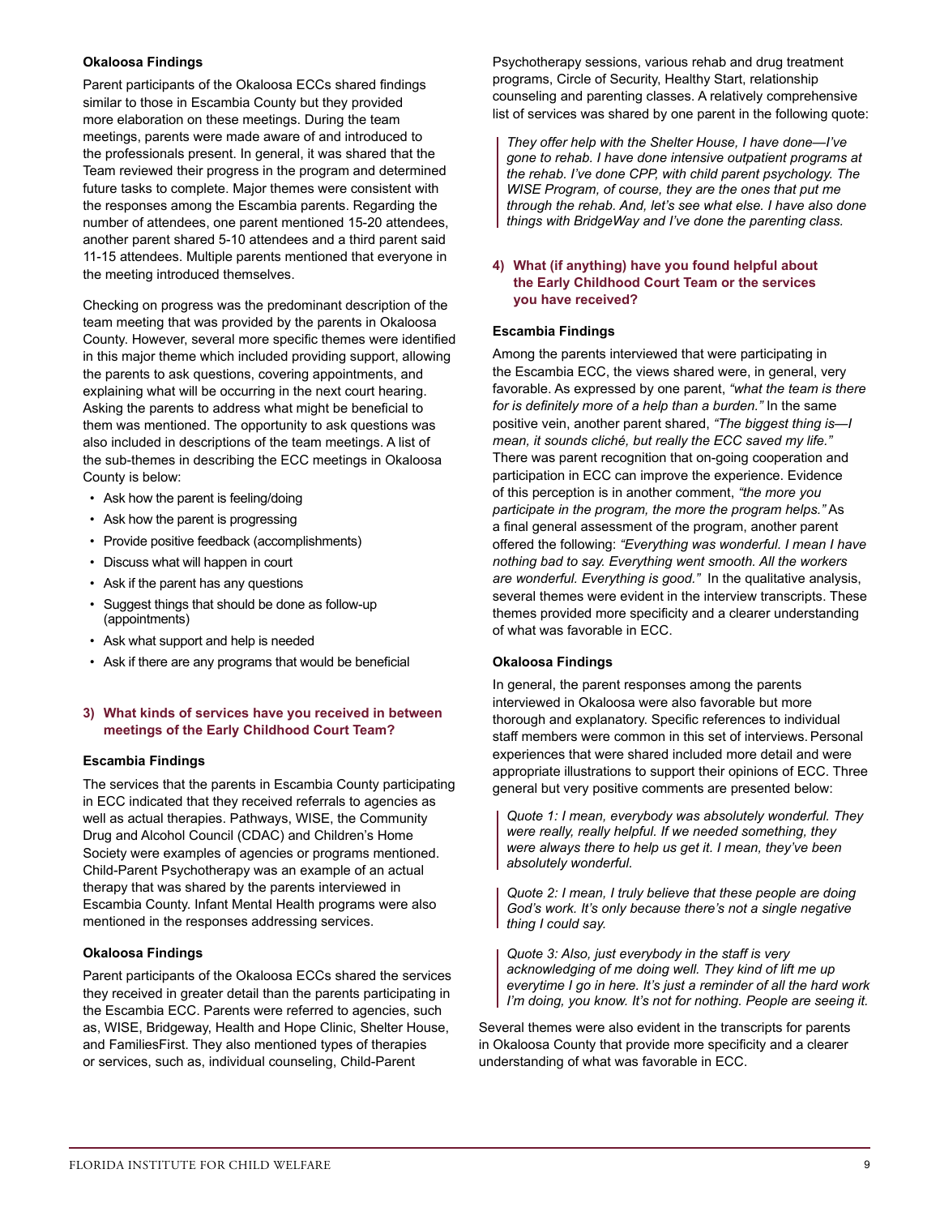### Okaloosa Findings

Parent participants of the Okaloosa ECCs shared findings similar to those in Escambia County but they provided more elaboration on these meetings. During the team meetings, parents were made aware of and introduced to the professionals present. In general, it was shared that the Team reviewed their progress in the program and determined future tasks to complete. Major themes were consistent with the responses among the Escambia parents. Regarding the number of attendees, one parent mentioned 15-20 attendees, another parent shared 5-10 attendees and a third parent said 11-15 attendees. Multiple parents mentioned that everyone in the meeting introduced themselves.

Checking on progress was the predominant description of the team meeting that was provided by the parents in Okaloosa County. However, several more specific themes were identified in this major theme which included providing support, allowing the parents to ask questions, covering appointments, and explaining what will be occurring in the next court hearing. Asking the parents to address what might be beneficial to them was mentioned. The opportunity to ask questions was also included in descriptions of the team meetings. A list of the sub-themes in describing the ECC meetings in Okaloosa County is below:

- Ask how the parent is feeling/doing
- Ask how the parent is progressing
- Provide positive feedback (accomplishments)
- Discuss what will happen in court
- Ask if the parent has any questions
- Suggest things that should be done as follow-up (appointments)
- Ask what support and help is needed
- Ask if there are any programs that would be beneficial

## 3) What kinds of services have you received in between meetings of the Early Childhood Court Team?

### Escambia Findings

The services that the parents in Escambia County participating in ECC indicated that they received referrals to agencies as well as actual therapies. Pathways, WISE, the Community Drug and Alcohol Council (CDAC) and Children's Home Society were examples of agencies or programs mentioned. Child-Parent Psychotherapy was an example of an actual therapy that was shared by the parents interviewed in Escambia County. Infant Mental Health programs were also mentioned in the responses addressing services.

### Okaloosa Findings

Parent participants of the Okaloosa ECCs shared the services they received in greater detail than the parents participating in the Escambia ECC. Parents were referred to agencies, such as, WISE, Bridgeway, Health and Hope Clinic, Shelter House, and FamiliesFirst. They also mentioned types of therapies or services, such as, individual counseling, Child-Parent Psychotherapy sessions, various rehab and drug treatment programs, Circle of Security, Healthy Start, relationship counseling and parenting classes. A relatively comprehensive list of services was shared by one parent in the following quote:

> *They offer help with the Shelter House, I have done—I've gone to rehab. I have done intensive outpatient programs at the rehab. I've done CPP, with child parent psychology. The WISE Program, of course, they are the ones that put me through the rehab. And, let's see what else. I have also done things with BridgeWay and I've done the parenting class.*

## 4) What (if anything) have you found helpful about the Early Childhood Court Team or the services you have received?

### Escambia Findings

Among the parents interviewed that were participating in the Escambia ECC, the views shared were, in general, very favorable. As expressed by one parent, *"what the team is there for is definitely more of a help than a burden."* In the same positive vein, another parent shared, *"The biggest thing is—I mean, it sounds cliché, but really the ECC saved my life."* There was parent recognition that on-going cooperation and participation in ECC can improve the experience. Evidence of this perception is in another comment, *"the more you participate in the program, the more the program helps."* As a final general assessment of the program, another parent offered the following: *"Everything was wonderful. I mean I have nothing bad to say. Everything went smooth. All the workers are wonderful. Everything is good."* In the qualitative analysis, several themes were evident in the interview transcripts. These themes provided more specificity and a clearer understanding of what was favorable in ECC.

### Okaloosa Findings

In general, the parent responses among the parents interviewed in Okaloosa were also favorable but more thorough and explanatory. Specific references to individual staff members were common in this set of interviews. Personal experiences that were shared included more detail and were appropriate illustrations to support their opinions of ECC. Three general but very positive comments are presented below:

> *Quote 1: I mean, everybody was absolutely wonderful. They were really, really helpful. If we needed something, they were always there to help us get it. I mean, they've been absolutely wonderful.*

> *Quote 2: I mean, I truly believe that these people are doing God's work. It's only because there's not a single negative thing I could say.*

> *Quote 3: Also, just everybody in the staff is very acknowledging of me doing well. They kind of lift me up everytime I go in here. It's just a reminder of all the hard work I'm doing, you know. It's not for nothing. People are seeing it.*

Several themes were also evident in the transcripts for parents in Okaloosa County that provide more specificity and a clearer understanding of what was favorable in ECC.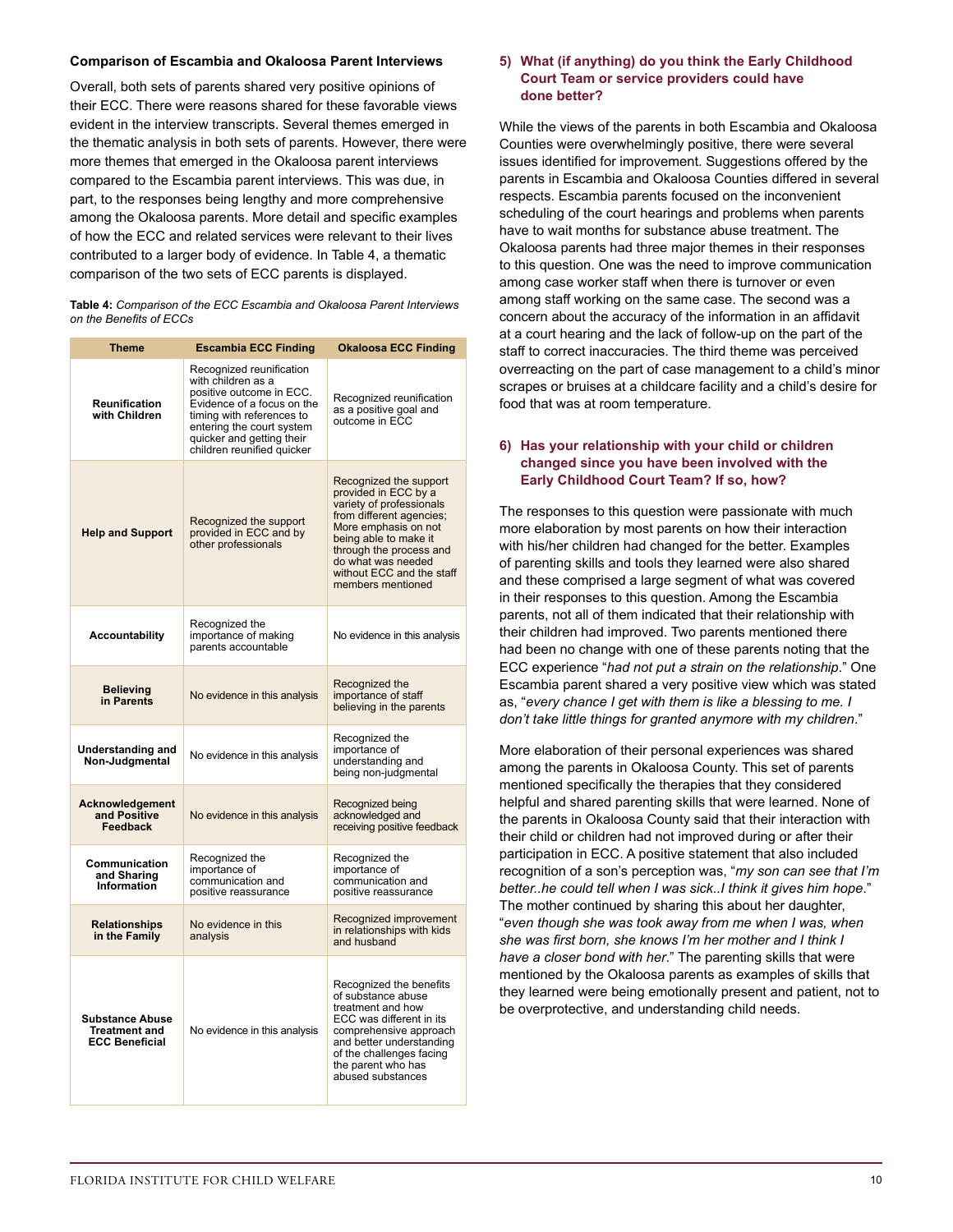### Comparison of Escambia and Okaloosa Parent Interviews

Overall, both sets of parents shared very positive opinions of their ECC. There were reasons shared for these favorable views evident in the interview transcripts. Several themes emerged in the thematic analysis in both sets of parents. However, there were more themes that emerged in the Okaloosa parent interviews compared to the Escambia parent interviews. This was due, in part, to the responses being lengthy and more comprehensive among the Okaloosa parents. More detail and specific examples of how the ECC and related services were relevant to their lives contributed to a larger body of evidence. In Table 4, a thematic comparison of the two sets of ECC parents is displayed.

**Table 4:** *Comparison of the ECC Escambia and Okaloosa Parent Interviews on the Benefits of ECCs*

| Theme | Escambia ECC Finding | Okaloosa ECC Finding |
| --- | --- | --- |
| **Reunification with Children** | Recognized reunification with children as a positive outcome in ECC. Evidence of a focus on the timing with references to entering the court system quicker and getting their children reunified quicker | Recognized reunification as a positive goal and outcome in ECC |
| **Help and Support** | Recognized the support provided in ECC and by other professionals | Recognized the support provided in ECC by a variety of professionals from different agencies; More emphasis on not being able to make it through the process and do what was needed without ECC and the staff members mentioned |
| **Accountability** | Recognized the importance of making parents accountable | No evidence in this analysis |
| **Believing in Parents** | No evidence in this analysis | Recognized the importance of staff believing in the parents |
| **Understanding and Non-Judgmental** | No evidence in this analysis | Recognized the importance of understanding and being non-judgmental |
| **Acknowledgement and Positive Feedback** | No evidence in this analysis | Recognized being acknowledged and receiving positive feedback |
| **Communication and Sharing Information** | Recognized the importance of communication and positive reassurance | Recognized the importance of communication and positive reassurance |
| **Relationships in the Family** | No evidence in this analysis | Recognized improvement in relationships with kids and husband |
| **Substance Abuse Treatment and ECC Beneficial** | No evidence in this analysis | Recognized the benefits of substance abuse treatment and how ECC was different in its comprehensive approach and better understanding of the challenges facing the parent who has abused substances |

#### 5) What (if anything) do you think the Early Childhood Court Team or service providers could have done better?

While the views of the parents in both Escambia and Okaloosa Counties were overwhelmingly positive, there were several issues identified for improvement. Suggestions offered by the parents in Escambia and Okaloosa Counties differed in several respects. Escambia parents focused on the inconvenient scheduling of the court hearings and problems when parents have to wait months for substance abuse treatment. The Okaloosa parents had three major themes in their responses to this question. One was the need to improve communication among case worker staff when there is turnover or even among staff working on the same case. The second was a concern about the accuracy of the information in an affidavit at a court hearing and the lack of follow-up on the part of the staff to correct inaccuracies. The third theme was perceived overreacting on the part of case management to a child's minor scrapes or bruises at a childcare facility and a child's desire for food that was at room temperature.

#### 6) Has your relationship with your child or children changed since you have been involved with the Early Childhood Court Team? If so, how?

The responses to this question were passionate with much more elaboration by most parents on how their interaction with his/her children had changed for the better. Examples of parenting skills and tools they learned were also shared and these comprised a large segment of what was covered in their responses to this question. Among the Escambia parents, not all of them indicated that their relationship with their children had improved. Two parents mentioned there had been no change with one of these parents noting that the ECC experience "*had not put a strain on the relationship*." One Escambia parent shared a very positive view which was stated as, "*every chance I get with them is like a blessing to me. I don't take little things for granted anymore with my children*."

More elaboration of their personal experiences was shared among the parents in Okaloosa County. This set of parents mentioned specifically the therapies that they considered helpful and shared parenting skills that were learned. None of the parents in Okaloosa County said that their interaction with their child or children had not improved during or after their participation in ECC. A positive statement that also included recognition of a son's perception was, "*my son can see that I'm better..he could tell when I was sick..I think it gives him hope*." The mother continued by sharing this about her daughter, "*even though she was took away from me when I was, when she was first born, she knows I'm her mother and I think I have a closer bond with her*." The parenting skills that were mentioned by the Okaloosa parents as examples of skills that they learned were being emotionally present and patient, not to be overprotective, and understanding child needs.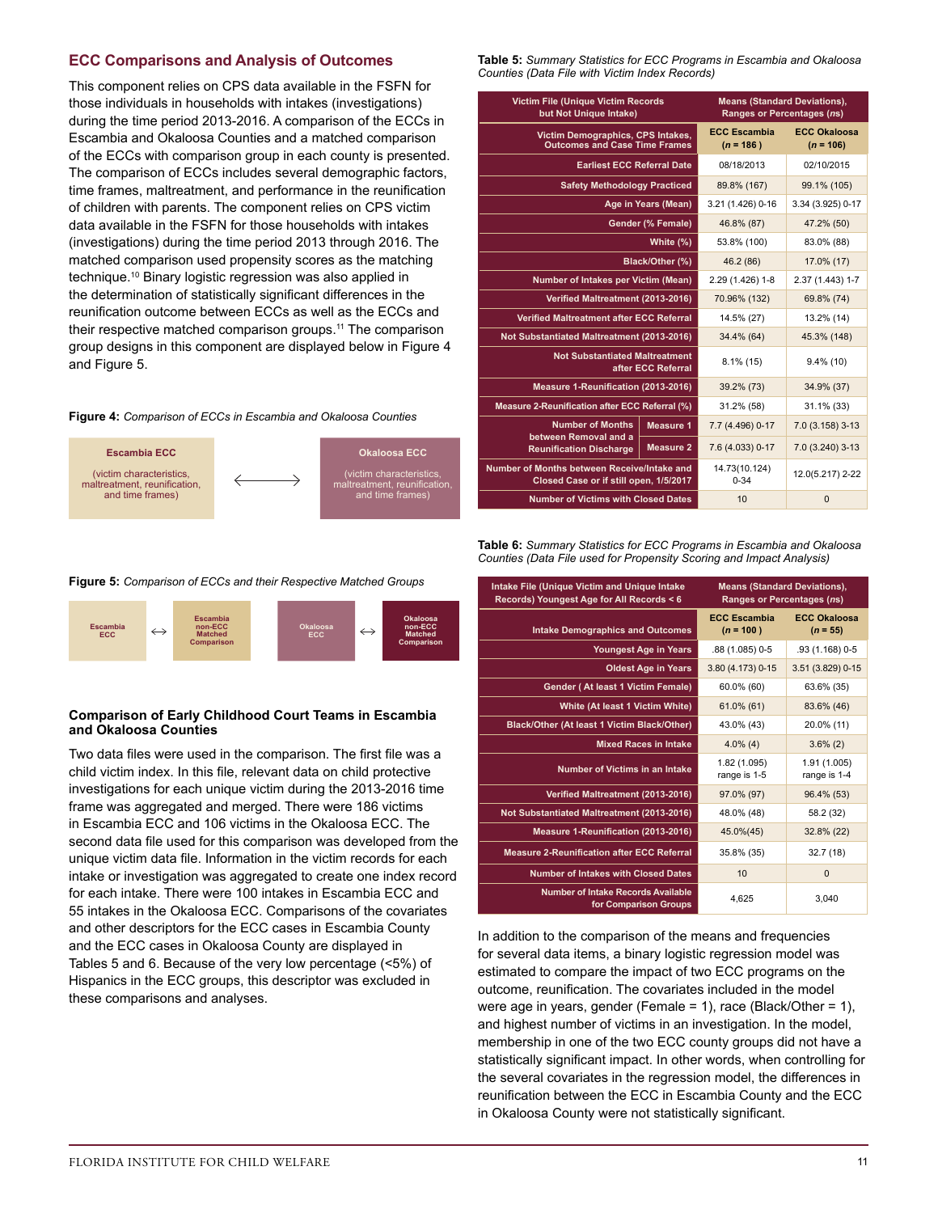## ECC Comparisons and Analysis of Outcomes

This component relies on CPS data available in the FSFN for those individuals in households with intakes (investigations) during the time period 2013-2016. A comparison of the ECCs in Escambia and Okaloosa Counties and a matched comparison of the ECCs with comparison group in each county is presented. The comparison of ECCs includes several demographic factors, time frames, maltreatment, and performance in the reunification of children with parents. The component relies on CPS victim data available in the FSFN for those households with intakes (investigations) during the time period 2013 through 2016. The matched comparison used propensity scores as the matching technique.[10] Binary logistic regression was also applied in the determination of statistically significant differences in the reunification outcome between ECCs as well as the ECCs and their respective matched comparison groups.[11] The comparison group designs in this component are displayed below in Figure 4 and Figure 5.

**Figure 4:** *Comparison of ECCs in Escambia and Okaloosa Counties*

| Escambia ECC | | Okaloosa ECC |
|---|---|---|
| (victim characteristics, maltreatment, reunification, and time frames) | ⟷ | (victim characteristics, maltreatment, reunification, and time frames) |

**Figure 5:** *Comparison of ECCs and their Respective Matched Groups*

| Escambia ECC | ↔ | Escambia non-ECC Matched Comparison | | Okaloosa ECC | ↔ | Okaloosa non-ECC Matched Comparison |
|---|---|---|---|---|---|---|

### Comparison of Early Childhood Court Teams in Escambia and Okaloosa Counties

Two data files were used in the comparison. The first file was a child victim index. In this file, relevant data on child protective investigations for each unique victim during the 2013-2016 time frame was aggregated and merged. There were 186 victims in Escambia ECC and 106 victims in the Okaloosa ECC. The second data file used for this comparison was developed from the unique victim data file. Information in the victim records for each intake or investigation was aggregated to create one index record for each intake. There were 100 intakes in Escambia ECC and 55 intakes in the Okaloosa ECC. Comparisons of the covariates and other descriptors for the ECC cases in Escambia County and the ECC cases in Okaloosa County are displayed in Tables 5 and 6. Because of the very low percentage (<5%) of Hispanics in the ECC groups, this descriptor was excluded in these comparisons and analyses.

**Table 5:** *Summary Statistics for ECC Programs in Escambia and Okaloosa Counties (Data File with Victim Index Records)*

| Victim File (Unique Victim Records but Not Unique Intake) | | Means (Standard Deviations), Ranges or Percentages (*ns*) | |
|---|---|---|---|
| Victim Demographics, CPS Intakes, Outcomes and Case Time Frames | | ECC Escambia (*n* = 186 ) | ECC Okaloosa (*n* = 106) |
| Earliest ECC Referral Date | | 08/18/2013 | 02/10/2015 |
| Safety Methodology Practiced | | 89.8% (167) | 99.1% (105) |
| Age in Years (Mean) | | 3.21 (1.426) 0-16 | 3.34 (3.925) 0-17 |
| Gender (% Female) | | 46.8% (87) | 47.2% (50) |
| White (%) | | 53.8% (100) | 83.0% (88) |
| Black/Other (%) | | 46.2 (86) | 17.0% (17) |
| Number of Intakes per Victim (Mean) | | 2.29 (1.426) 1-8 | 2.37 (1.443) 1-7 |
| Verified Maltreatment (2013-2016) | | 70.96% (132) | 69.8% (74) |
| Verified Maltreatment after ECC Referral | | 14.5% (27) | 13.2% (14) |
| Not Substantiated Maltreatment (2013-2016) | | 34.4% (64) | 45.3% (148) |
| Not Substantiated Maltreatment after ECC Referral | | 8.1% (15) | 9.4% (10) |
| Measure 1-Reunification (2013-2016) | | 39.2% (73) | 34.9% (37) |
| Measure 2-Reunification after ECC Referral (%) | | 31.2% (58) | 31.1% (33) |
| Number of Months between Removal and a Reunification Discharge | Measure 1 | 7.7 (4.496) 0-17 | 7.0 (3.158) 3-13 |
| | Measure 2 | 7.6 (4.033) 0-17 | 7.0 (3.240) 3-13 |
| Number of Months between Receive/Intake and Closed Case or if still open, 1/5/2017 | | 14.73(10.124) 0-34 | 12.0(5.217) 2-22 |
| Number of Victims with Closed Dates | | 10 | 0 |

**Table 6:** *Summary Statistics for ECC Programs in Escambia and Okaloosa Counties (Data File used for Propensity Scoring and Impact Analysis)*

| Intake File (Unique Victim and Unique Intake Records) Youngest Age for All Records < 6 | Means (Standard Deviations), Ranges or Percentages (*ns*) | |
|---|---|---|
| Intake Demographics and Outcomes | ECC Escambia (*n* = 100 ) | ECC Okaloosa (*n* = 55) |
| Youngest Age in Years | .88 (1.085) 0-5 | .93 (1.168) 0-5 |
| Oldest Age in Years | 3.80 (4.173) 0-15 | 3.51 (3.829) 0-15 |
| Gender ( At least 1 Victim Female) | 60.0% (60) | 63.6% (35) |
| White (At least 1 Victim White) | 61.0% (61) | 83.6% (46) |
| Black/Other (At least 1 Victim Black/Other) | 43.0% (43) | 20.0% (11) |
| Mixed Races in Intake | 4.0% (4) | 3.6% (2) |
| Number of Victims in an Intake | 1.82 (1.095) range is 1-5 | 1.91 (1.005) range is 1-4 |
| Verified Maltreatment (2013-2016) | 97.0% (97) | 96.4% (53) |
| Not Substantiated Maltreatment (2013-2016) | 48.0% (48) | 58.2 (32) |
| Measure 1-Reunification (2013-2016) | 45.0%(45) | 32.8% (22) |
| Measure 2-Reunification after ECC Referral | 35.8% (35) | 32.7 (18) |
| Number of Intakes with Closed Dates | 10 | 0 |
| Number of Intake Records Available for Comparison Groups | 4,625 | 3,040 |

In addition to the comparison of the means and frequencies for several data items, a binary logistic regression model was estimated to compare the impact of two ECC programs on the outcome, reunification. The covariates included in the model were age in years, gender (Female = 1), race (Black/Other = 1), and highest number of victims in an investigation. In the model, membership in one of the two ECC county groups did not have a statistically significant impact. In other words, when controlling for the several covariates in the regression model, the differences in reunification between the ECC in Escambia County and the ECC in Okaloosa County were not statistically significant.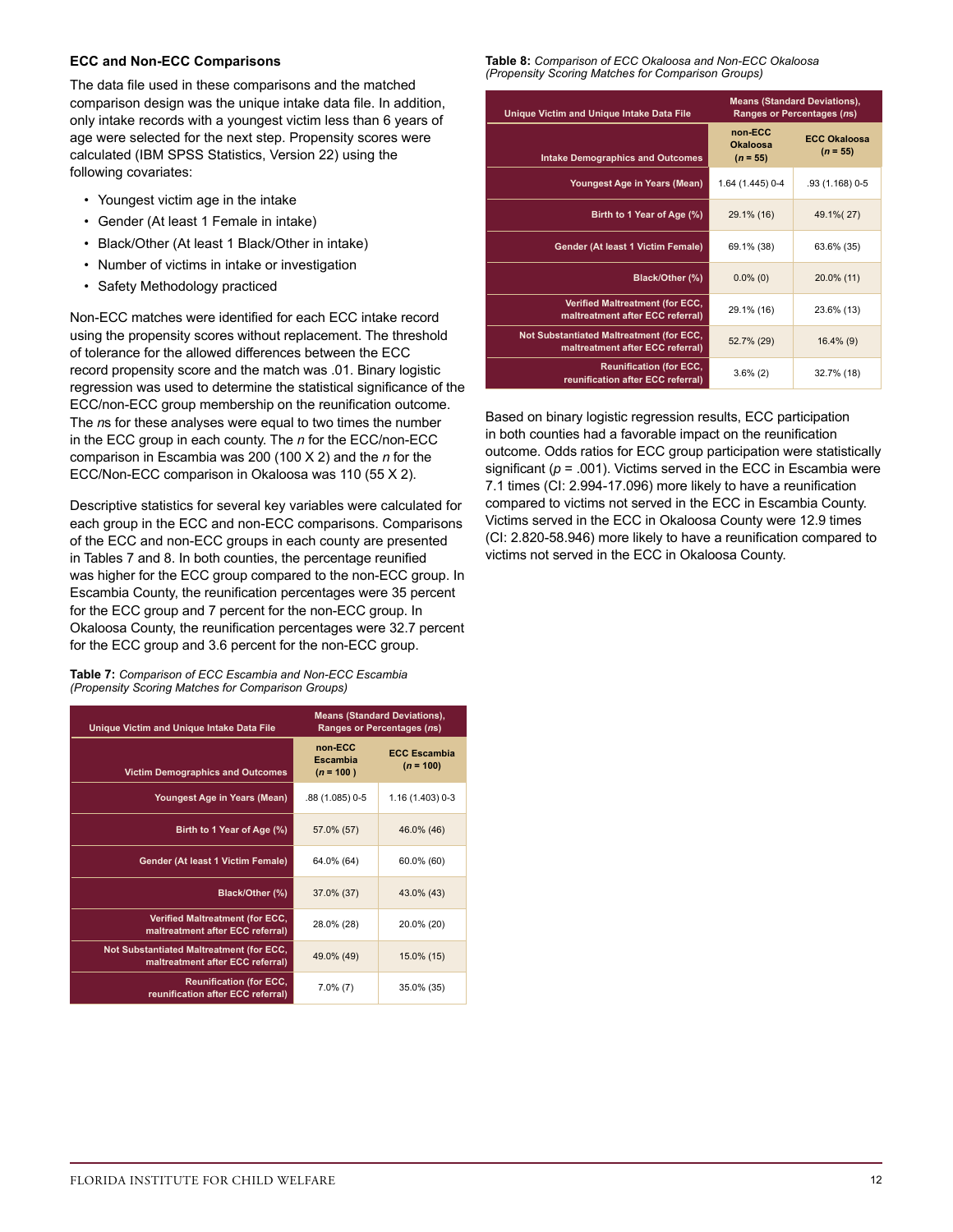### ECC and Non-ECC Comparisons

The data file used in these comparisons and the matched comparison design was the unique intake data file. In addition, only intake records with a youngest victim less than 6 years of age were selected for the next step. Propensity scores were calculated (IBM SPSS Statistics, Version 22) using the following covariates:

- Youngest victim age in the intake
- Gender (At least 1 Female in intake)
- Black/Other (At least 1 Black/Other in intake)
- Number of victims in intake or investigation
- Safety Methodology practiced

Non-ECC matches were identified for each ECC intake record using the propensity scores without replacement. The threshold of tolerance for the allowed differences between the ECC record propensity score and the match was .01. Binary logistic regression was used to determine the statistical significance of the ECC/non-ECC group membership on the reunification outcome. The *n*s for these analyses were equal to two times the number in the ECC group in each county. The *n* for the ECC/non-ECC comparison in Escambia was 200 (100 X 2) and the *n* for the ECC/Non-ECC comparison in Okaloosa was 110 (55 X 2).

Descriptive statistics for several key variables were calculated for each group in the ECC and non-ECC comparisons. Comparisons of the ECC and non-ECC groups in each county are presented in Tables 7 and 8. In both counties, the percentage reunified was higher for the ECC group compared to the non-ECC group. In Escambia County, the reunification percentages were 35 percent for the ECC group and 7 percent for the non-ECC group. In Okaloosa County, the reunification percentages were 32.7 percent for the ECC group and 3.6 percent for the non-ECC group.

**Table 7:** *Comparison of ECC Escambia and Non-ECC Escambia (Propensity Scoring Matches for Comparison Groups)*

| Unique Victim and Unique Intake Data File | Means (Standard Deviations), Ranges or Percentages (*ns*) | |
|---|---|---|
| **Victim Demographics and Outcomes** | **non-ECC Escambia (*n* = 100 )** | **ECC Escambia (*n* = 100)** |
| Youngest Age in Years (Mean) | .88 (1.085) 0-5 | 1.16 (1.403) 0-3 |
| Birth to 1 Year of Age (%) | 57.0% (57) | 46.0% (46) |
| Gender (At least 1 Victim Female) | 64.0% (64) | 60.0% (60) |
| Black/Other (%) | 37.0% (37) | 43.0% (43) |
| Verified Maltreatment (for ECC, maltreatment after ECC referral) | 28.0% (28) | 20.0% (20) |
| Not Substantiated Maltreatment (for ECC, maltreatment after ECC referral) | 49.0% (49) | 15.0% (15) |
| Reunification (for ECC, reunification after ECC referral) | 7.0% (7) | 35.0% (35) |

**Table 8:** *Comparison of ECC Okaloosa and Non-ECC Okaloosa (Propensity Scoring Matches for Comparison Groups)*

| Unique Victim and Unique Intake Data File | Means (Standard Deviations), Ranges or Percentages (*ns*) | |
|---|---|---|
| **Intake Demographics and Outcomes** | **non-ECC Okaloosa (*n* = 55)** | **ECC Okaloosa (*n* = 55)** |
| Youngest Age in Years (Mean) | 1.64 (1.445) 0-4 | .93 (1.168) 0-5 |
| Birth to 1 Year of Age (%) | 29.1% (16) | 49.1%( 27) |
| Gender (At least 1 Victim Female) | 69.1% (38) | 63.6% (35) |
| Black/Other (%) | 0.0% (0) | 20.0% (11) |
| Verified Maltreatment (for ECC, maltreatment after ECC referral) | 29.1% (16) | 23.6% (13) |
| Not Substantiated Maltreatment (for ECC, maltreatment after ECC referral) | 52.7% (29) | 16.4% (9) |
| Reunification (for ECC, reunification after ECC referral) | 3.6% (2) | 32.7% (18) |

Based on binary logistic regression results, ECC participation in both counties had a favorable impact on the reunification outcome. Odds ratios for ECC group participation were statistically significant ($p = .001$). Victims served in the ECC in Escambia were 7.1 times (CI: 2.994-17.096) more likely to have a reunification compared to victims not served in the ECC in Escambia County. Victims served in the ECC in Okaloosa County were 12.9 times (CI: 2.820-58.946) more likely to have a reunification compared to victims not served in the ECC in Okaloosa County.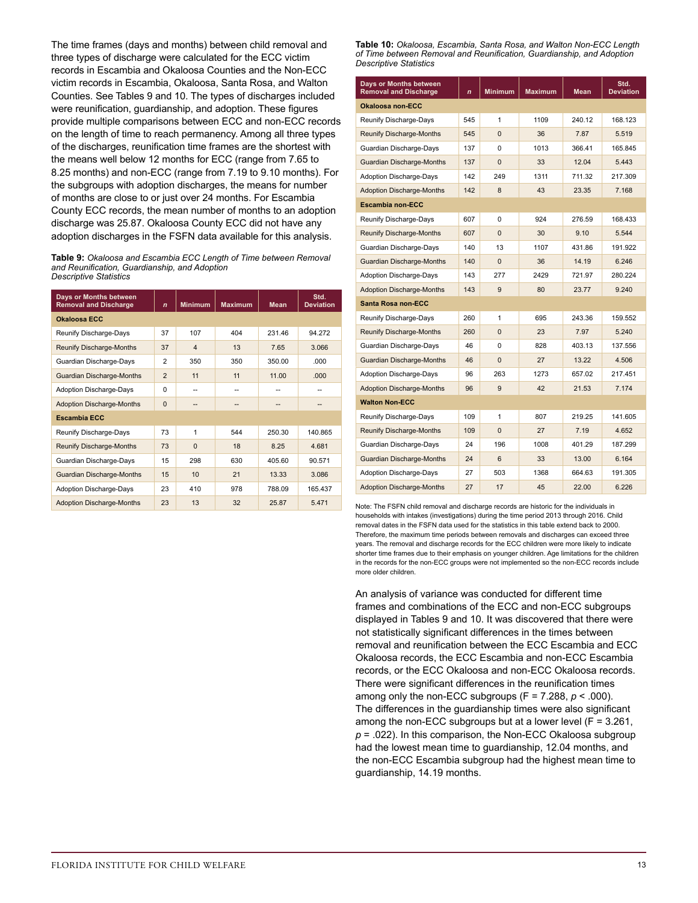The time frames (days and months) between child removal and three types of discharge were calculated for the ECC victim records in Escambia and Okaloosa Counties and the Non-ECC victim records in Escambia, Okaloosa, Santa Rosa, and Walton Counties. See Tables 9 and 10. The types of discharges included were reunification, guardianship, and adoption. These figures provide multiple comparisons between ECC and non-ECC records on the length of time to reach permanency. Among all three types of the discharges, reunification time frames are the shortest with the means well below 12 months for ECC (range from 7.65 to 8.25 months) and non-ECC (range from 7.19 to 9.10 months). For the subgroups with adoption discharges, the means for number of months are close to or just over 24 months. For Escambia County ECC records, the mean number of months to an adoption discharge was 25.87. Okaloosa County ECC did not have any adoption discharges in the FSFN data available for this analysis.

**Table 9:** *Okaloosa and Escambia ECC Length of Time between Removal and Reunification, Guardianship, and Adoption Descriptive Statistics*

| Days or Months between Removal and Discharge | *n* | Minimum | Maximum | Mean | Std. Deviation |
|---|---|---|---|---|---|
| **Okaloosa ECC** | | | | | |
| Reunify Discharge-Days | 37 | 107 | 404 | 231.46 | 94.272 |
| Reunify Discharge-Months | 37 | 4 | 13 | 7.65 | 3.066 |
| Guardian Discharge-Days | 2 | 350 | 350 | 350.00 | .000 |
| Guardian Discharge-Months | 2 | 11 | 11 | 11.00 | .000 |
| Adoption Discharge-Days | 0 | -- | -- | -- | -- |
| Adoption Discharge-Months | 0 | -- | -- | -- | -- |
| **Escambia ECC** | | | | | |
| Reunify Discharge-Days | 73 | 1 | 544 | 250.30 | 140.865 |
| Reunify Discharge-Months | 73 | 0 | 18 | 8.25 | 4.681 |
| Guardian Discharge-Days | 15 | 298 | 630 | 405.60 | 90.571 |
| Guardian Discharge-Months | 15 | 10 | 21 | 13.33 | 3.086 |
| Adoption Discharge-Days | 23 | 410 | 978 | 788.09 | 165.437 |
| Adoption Discharge-Months | 23 | 13 | 32 | 25.87 | 5.471 |

**Table 10:** *Okaloosa, Escambia, Santa Rosa, and Walton Non-ECC Length of Time between Removal and Reunification, Guardianship, and Adoption Descriptive Statistics*

| Days or Months between Removal and Discharge | *n* | Minimum | Maximum | Mean | Std. Deviation |
|---|---|---|---|---|---|
| **Okaloosa non-ECC** | | | | | |
| Reunify Discharge-Days | 545 | 1 | 1109 | 240.12 | 168.123 |
| Reunify Discharge-Months | 545 | 0 | 36 | 7.87 | 5.519 |
| Guardian Discharge-Days | 137 | 0 | 1013 | 366.41 | 165.845 |
| Guardian Discharge-Months | 137 | 0 | 33 | 12.04 | 5.443 |
| Adoption Discharge-Days | 142 | 249 | 1311 | 711.32 | 217.309 |
| Adoption Discharge-Months | 142 | 8 | 43 | 23.35 | 7.168 |
| **Escambia non-ECC** | | | | | |
| Reunify Discharge-Days | 607 | 0 | 924 | 276.59 | 168.433 |
| Reunify Discharge-Months | 607 | 0 | 30 | 9.10 | 5.544 |
| Guardian Discharge-Days | 140 | 13 | 1107 | 431.86 | 191.922 |
| Guardian Discharge-Months | 140 | 0 | 36 | 14.19 | 6.246 |
| Adoption Discharge-Days | 143 | 277 | 2429 | 721.97 | 280.224 |
| Adoption Discharge-Months | 143 | 9 | 80 | 23.77 | 9.240 |
| **Santa Rosa non-ECC** | | | | | |
| Reunify Discharge-Days | 260 | 1 | 695 | 243.36 | 159.552 |
| Reunify Discharge-Months | 260 | 0 | 23 | 7.97 | 5.240 |
| Guardian Discharge-Days | 46 | 0 | 828 | 403.13 | 137.556 |
| Guardian Discharge-Months | 46 | 0 | 27 | 13.22 | 4.506 |
| Adoption Discharge-Days | 96 | 263 | 1273 | 657.02 | 217.451 |
| Adoption Discharge-Months | 96 | 9 | 42 | 21.53 | 7.174 |
| **Walton Non-ECC** | | | | | |
| Reunify Discharge-Days | 109 | 1 | 807 | 219.25 | 141.605 |
| Reunify Discharge-Months | 109 | 0 | 27 | 7.19 | 4.652 |
| Guardian Discharge-Days | 24 | 196 | 1008 | 401.29 | 187.299 |
| Guardian Discharge-Months | 24 | 6 | 33 | 13.00 | 6.164 |
| Adoption Discharge-Days | 27 | 503 | 1368 | 664.63 | 191.305 |
| Adoption Discharge-Months | 27 | 17 | 45 | 22.00 | 6.226 |

Note: The FSFN child removal and discharge records are historic for the individuals in households with intakes (investigations) during the time period 2013 through 2016. Child removal dates in the FSFN data used for the statistics in this table extend back to 2000. Therefore, the maximum time periods between removals and discharges can exceed three years. The removal and discharge records for the ECC children were more likely to indicate shorter time frames due to their emphasis on younger children. Age limitations for the children in the records for the non-ECC groups were not implemented so the non-ECC records include more older children.

An analysis of variance was conducted for different time frames and combinations of the ECC and non-ECC subgroups displayed in Tables 9 and 10. It was discovered that there were not statistically significant differences in the times between removal and reunification between the ECC Escambia and ECC Okaloosa records, the ECC Escambia and non-ECC Escambia records, or the ECC Okaloosa and non-ECC Okaloosa records. There were significant differences in the reunification times among only the non-ECC subgroups ($F = 7.288$, $p < .000$). The differences in the guardianship times were also significant among the non-ECC subgroups but at a lower level ($F = 3.261$, $p = .022$). In this comparison, the Non-ECC Okaloosa subgroup had the lowest mean time to guardianship, 12.04 months, and the non-ECC Escambia subgroup had the highest mean time to guardianship, 14.19 months.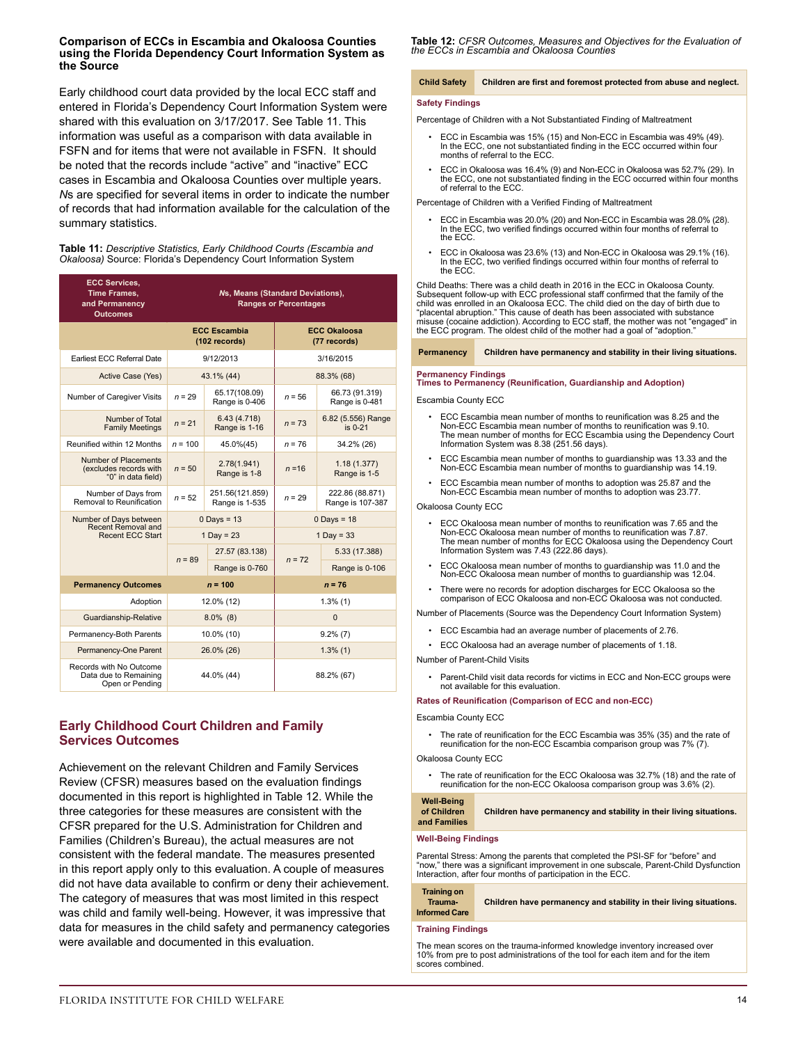### Comparison of ECCs in Escambia and Okaloosa Counties using the Florida Dependency Court Information System as the Source

Early childhood court data provided by the local ECC staff and entered in Florida's Dependency Court Information System were shared with this evaluation on 3/17/2017. See Table 11. This information was useful as a comparison with data available in FSFN and for items that were not available in FSFN. It should be noted that the records include "active" and "inactive" ECC cases in Escambia and Okaloosa Counties over multiple years. *N*s are specified for several items in order to indicate the number of records that had information available for the calculation of the summary statistics.

**Table 11:** *Descriptive Statistics, Early Childhood Courts (Escambia and Okaloosa)* Source: Florida's Dependency Court Information System

| ECC Services, Time Frames, and Permanency Outcomes | *N*s, Means (Standard Deviations), Ranges or Percentages | | | |
|---|---|---|---|---|
| | ECC Escambia (102 records) | | ECC Okaloosa (77 records) | |
| Earliest ECC Referral Date | 9/12/2013 | | 3/16/2015 | |
| Active Case (Yes) | 43.1% (44) | | 88.3% (68) | |
| Number of Caregiver Visits | *n* = 29 | 65.17(108.09) Range is 0-406 | *n* = 56 | 66.73 (91.319) Range is 0-481 |
| Number of Total Family Meetings | *n* = 21 | 6.43 (4.718) Range is 1-16 | *n* = 73 | 6.82 (5.556) Range is 0-21 |
| Reunified within 12 Months | *n* = 100 | 45.0%(45) | *n* = 76 | 34.2% (26) |
| Number of Placements (excludes records with "0" in data field) | *n* = 50 | 2.78(1.941) Range is 1-8 | *n* =16 | 1.18 (1.377) Range is 1-5 |
| Number of Days from Removal to Reunification | *n* = 52 | 251.56(121.859) Range is 1-535 | *n* = 29 | 222.86 (88.871) Range is 107-387 |
| Number of Days between Recent Removal and Recent ECC Start | 0 Days = 13 | | 0 Days = 18 | |
| | 1 Day = 23 | | 1 Day = 33 | |
| | *n* = 89 | 27.57 (83.138) | *n* = 72 | 5.33 (17.388) |
| | | Range is 0-760 | | Range is 0-106 |
| **Permanency Outcomes** | ***n* = 100** | | ***n* = 76** | |
| Adoption | 12.0% (12) | | 1.3% (1) | |
| Guardianship-Relative | 8.0% (8) | | 0 | |
| Permanency-Both Parents | 10.0% (10) | | 9.2% (7) | |
| Permanency-One Parent | 26.0% (26) | | 1.3% (1) | |
| Records with No Outcome Data due to Remaining Open or Pending | 44.0% (44) | | 88.2% (67) | |

## Early Childhood Court Children and Family Services Outcomes

Achievement on the relevant Children and Family Services Review (CFSR) measures based on the evaluation findings documented in this report is highlighted in Table 12. While the three categories for these measures are consistent with the CFSR prepared for the U.S. Administration for Children and Families (Children's Bureau), the actual measures are not consistent with the federal mandate. The measures presented in this report apply only to this evaluation. A couple of measures did not have data available to confirm or deny their achievement. The category of measures that was most limited in this respect was child and family well-being. However, it was impressive that data for measures in the child safety and permanency categories were available and documented in this evaluation.

**Table 12:** *CFSR Outcomes, Measures and Objectives for the Evaluation of the ECCs in Escambia and Okaloosa Counties*

| **Child Safety** | **Children are first and foremost protected from abuse and neglect.** |
|---|---|

**Safety Findings**

Percentage of Children with a Not Substantiated Finding of Maltreatment

- ECC in Escambia was 15% (15) and Non-ECC in Escambia was 49% (49). In the ECC, one not substantiated finding in the ECC occurred within four months of referral to the ECC.
- ECC in Okaloosa was 16.4% (9) and Non-ECC in Okaloosa was 52.7% (29). In the ECC, one not substantiated finding in the ECC occurred within four months of referral to the ECC.

Percentage of Children with a Verified Finding of Maltreatment

- ECC in Escambia was 20.0% (20) and Non-ECC in Escambia was 28.0% (28). In the ECC, two verified findings occurred within four months of referral to the ECC.
- ECC in Okaloosa was 23.6% (13) and Non-ECC in Okaloosa was 29.1% (16). In the ECC, two verified findings occurred within four months of referral to the ECC.

Child Deaths: There was a child death in 2016 in the ECC in Okaloosa County. Subsequent follow-up with ECC professional staff confirmed that the family of the child was enrolled in an Okaloosa ECC. The child died on the day of birth due to "placental abruption." This cause of death has been associated with substance misuse (cocaine addiction). According to ECC staff, the mother was not "engaged" in the ECC program. The oldest child of the mother had a goal of "adoption."

| **Permanency** | **Children have permanency and stability in their living situations.** |
|---|---|

**Permanency Findings**
**Times to Permanency (Reunification, Guardianship and Adoption)**

Escambia County ECC

- ECC Escambia mean number of months to reunification was 8.25 and the Non-ECC Escambia mean number of months to reunification was 9.10. The mean number of months for ECC Escambia using the Dependency Court Information System was 8.38 (251.56 days).
- ECC Escambia mean number of months to guardianship was 13.33 and the Non-ECC Escambia mean number of months to guardianship was 14.19.
- ECC Escambia mean number of months to adoption was 25.87 and the Non-ECC Escambia mean number of months to adoption was 23.77.

Okaloosa County ECC

- ECC Okaloosa mean number of months to reunification was 7.65 and the Non-ECC Okaloosa mean number of months to reunification was 7.87. The mean number of months for ECC Okaloosa using the Dependency Court Information System was 7.43 (222.86 days).
- ECC Okaloosa mean number of months to guardianship was 11.0 and the Non-ECC Okaloosa mean number of months to guardianship was 12.04.
- There were no records for adoption discharges for ECC Okaloosa so the comparison of ECC Okaloosa and non-ECC Okaloosa was not conducted.

Number of Placements (Source was the Dependency Court Information System)

- ECC Escambia had an average number of placements of 2.76.
- ECC Okaloosa had an average number of placements of 1.18.

Number of Parent-Child Visits

- Parent-Child visit data records for victims in ECC and Non-ECC groups were not available for this evaluation.

**Rates of Reunification (Comparison of ECC and non-ECC)**

Escambia County ECC

- The rate of reunification for the ECC Escambia was 35% (35) and the rate of reunification for the non-ECC Escambia comparison group was 7% (7).

Okaloosa County ECC

- The rate of reunification for the ECC Okaloosa was 32.7% (18) and the rate of reunification for the non-ECC Okaloosa comparison group was 3.6% (2).

| **Well-Being of Children and Families** | **Children have permanency and stability in their living situations.** |
|---|---|

**Well-Being Findings**

Parental Stress: Among the parents that completed the PSI-SF for "before" and "now," there was a significant improvement in one subscale, Parent-Child Dysfunction Interaction, after four months of participation in the ECC.

| **Training on Trauma-Informed Care** | **Children have permanency and stability in their living situations.** |
|---|---|

**Training Findings**

The mean scores on the trauma-informed knowledge inventory increased over 10% from pre to post administrations of the tool for each item and for the item scores combined.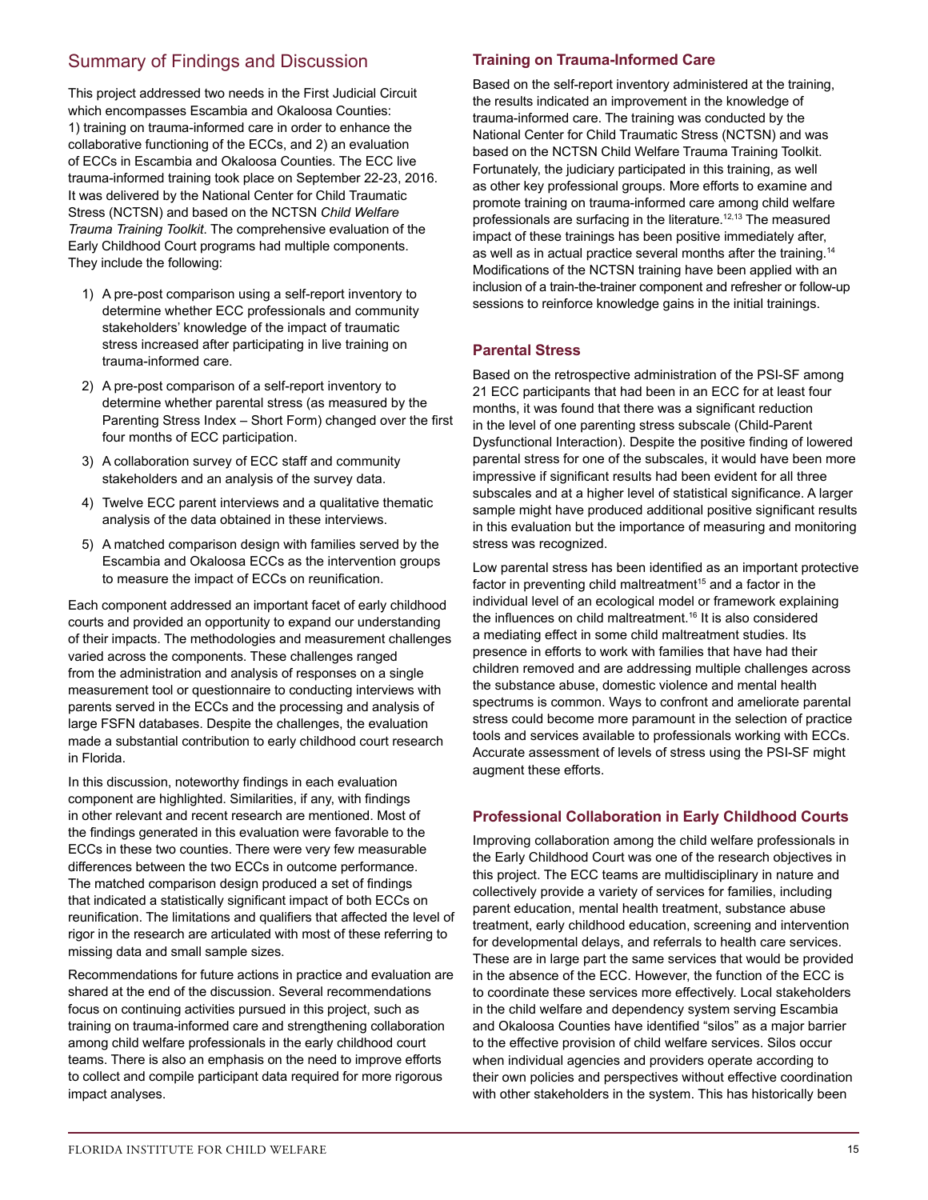## Summary of Findings and Discussion

This project addressed two needs in the First Judicial Circuit which encompasses Escambia and Okaloosa Counties: 1) training on trauma-informed care in order to enhance the collaborative functioning of the ECCs, and 2) an evaluation of ECCs in Escambia and Okaloosa Counties. The ECC live trauma-informed training took place on September 22-23, 2016. It was delivered by the National Center for Child Traumatic Stress (NCTSN) and based on the NCTSN *Child Welfare Trauma Training Toolkit*. The comprehensive evaluation of the Early Childhood Court programs had multiple components. They include the following:

1) A pre-post comparison using a self-report inventory to determine whether ECC professionals and community stakeholders' knowledge of the impact of traumatic stress increased after participating in live training on trauma-informed care.
2) A pre-post comparison of a self-report inventory to determine whether parental stress (as measured by the Parenting Stress Index – Short Form) changed over the first four months of ECC participation.
3) A collaboration survey of ECC staff and community stakeholders and an analysis of the survey data.
4) Twelve ECC parent interviews and a qualitative thematic analysis of the data obtained in these interviews.
5) A matched comparison design with families served by the Escambia and Okaloosa ECCs as the intervention groups to measure the impact of ECCs on reunification.

Each component addressed an important facet of early childhood courts and provided an opportunity to expand our understanding of their impacts. The methodologies and measurement challenges varied across the components. These challenges ranged from the administration and analysis of responses on a single measurement tool or questionnaire to conducting interviews with parents served in the ECCs and the processing and analysis of large FSFN databases. Despite the challenges, the evaluation made a substantial contribution to early childhood court research in Florida.

In this discussion, noteworthy findings in each evaluation component are highlighted. Similarities, if any, with findings in other relevant and recent research are mentioned. Most of the findings generated in this evaluation were favorable to the ECCs in these two counties. There were very few measurable differences between the two ECCs in outcome performance. The matched comparison design produced a set of findings that indicated a statistically significant impact of both ECCs on reunification. The limitations and qualifiers that affected the level of rigor in the research are articulated with most of these referring to missing data and small sample sizes.

Recommendations for future actions in practice and evaluation are shared at the end of the discussion. Several recommendations focus on continuing activities pursued in this project, such as training on trauma-informed care and strengthening collaboration among child welfare professionals in the early childhood court teams. There is also an emphasis on the need to improve efforts to collect and compile participant data required for more rigorous impact analyses.

### Training on Trauma-Informed Care

Based on the self-report inventory administered at the training, the results indicated an improvement in the knowledge of trauma-informed care. The training was conducted by the National Center for Child Traumatic Stress (NCTSN) and was based on the NCTSN Child Welfare Trauma Training Toolkit. Fortunately, the judiciary participated in this training, as well as other key professional groups. More efforts to examine and promote training on trauma-informed care among child welfare professionals are surfacing in the literature.[12,13] The measured impact of these trainings has been positive immediately after, as well as in actual practice several months after the training.[14] Modifications of the NCTSN training have been applied with an inclusion of a train-the-trainer component and refresher or follow-up sessions to reinforce knowledge gains in the initial trainings.

### Parental Stress

Based on the retrospective administration of the PSI-SF among 21 ECC participants that had been in an ECC for at least four months, it was found that there was a significant reduction in the level of one parenting stress subscale (Child-Parent Dysfunctional Interaction). Despite the positive finding of lowered parental stress for one of the subscales, it would have been more impressive if significant results had been evident for all three subscales and at a higher level of statistical significance. A larger sample might have produced additional positive significant results in this evaluation but the importance of measuring and monitoring stress was recognized.

Low parental stress has been identified as an important protective factor in preventing child maltreatment[15] and a factor in the individual level of an ecological model or framework explaining the influences on child maltreatment.[16] It is also considered a mediating effect in some child maltreatment studies. Its presence in efforts to work with families that have had their children removed and are addressing multiple challenges across the substance abuse, domestic violence and mental health spectrums is common. Ways to confront and ameliorate parental stress could become more paramount in the selection of practice tools and services available to professionals working with ECCs. Accurate assessment of levels of stress using the PSI-SF might augment these efforts.

### Professional Collaboration in Early Childhood Courts

Improving collaboration among the child welfare professionals in the Early Childhood Court was one of the research objectives in this project. The ECC teams are multidisciplinary in nature and collectively provide a variety of services for families, including parent education, mental health treatment, substance abuse treatment, early childhood education, screening and intervention for developmental delays, and referrals to health care services. These are in large part the same services that would be provided in the absence of the ECC. However, the function of the ECC is to coordinate these services more effectively. Local stakeholders in the child welfare and dependency system serving Escambia and Okaloosa Counties have identified "silos" as a major barrier to the effective provision of child welfare services. Silos occur when individual agencies and providers operate according to their own policies and perspectives without effective coordination with other stakeholders in the system. This has historically been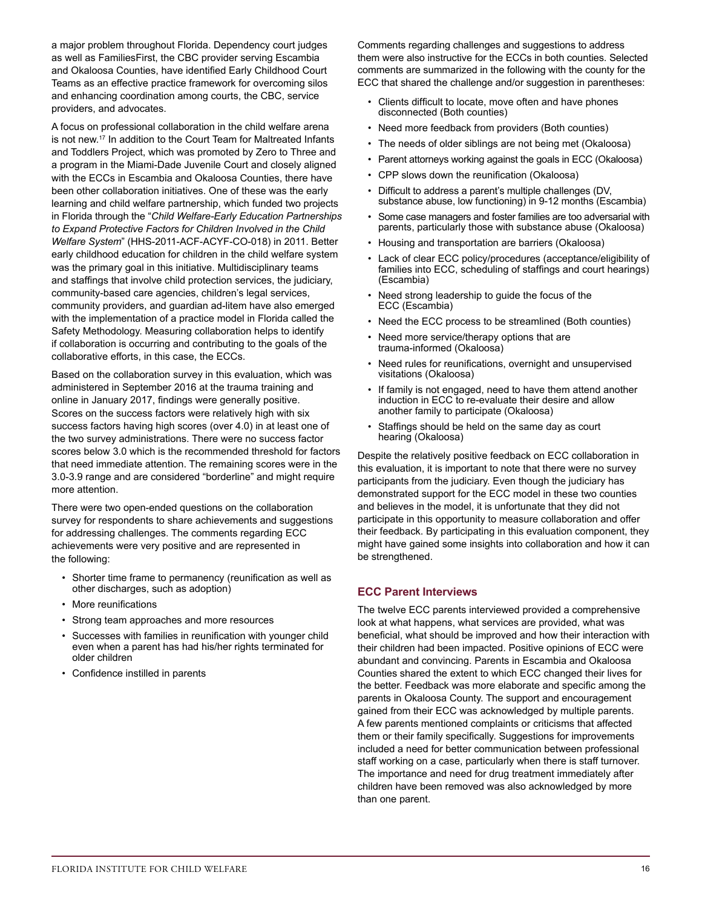a major problem throughout Florida. Dependency court judges as well as FamiliesFirst, the CBC provider serving Escambia and Okaloosa Counties, have identified Early Childhood Court Teams as an effective practice framework for overcoming silos and enhancing coordination among courts, the CBC, service providers, and advocates.

A focus on professional collaboration in the child welfare arena is not new.[17] In addition to the Court Team for Maltreated Infants and Toddlers Project, which was promoted by Zero to Three and a program in the Miami-Dade Juvenile Court and closely aligned with the ECCs in Escambia and Okaloosa Counties, there have been other collaboration initiatives. One of these was the early learning and child welfare partnership, which funded two projects in Florida through the "*Child Welfare-Early Education Partnerships to Expand Protective Factors for Children Involved in the Child Welfare System*" (HHS-2011-ACF-ACYF-CO-018) in 2011. Better early childhood education for children in the child welfare system was the primary goal in this initiative. Multidisciplinary teams and staffings that involve child protection services, the judiciary, community-based care agencies, children's legal services, community providers, and guardian ad-litem have also emerged with the implementation of a practice model in Florida called the Safety Methodology. Measuring collaboration helps to identify if collaboration is occurring and contributing to the goals of the collaborative efforts, in this case, the ECCs.

Based on the collaboration survey in this evaluation, which was administered in September 2016 at the trauma training and online in January 2017, findings were generally positive. Scores on the success factors were relatively high with six success factors having high scores (over 4.0) in at least one of the two survey administrations. There were no success factor scores below 3.0 which is the recommended threshold for factors that need immediate attention. The remaining scores were in the 3.0-3.9 range and are considered "borderline" and might require more attention.

There were two open-ended questions on the collaboration survey for respondents to share achievements and suggestions for addressing challenges. The comments regarding ECC achievements were very positive and are represented in the following:

- Shorter time frame to permanency (reunification as well as other discharges, such as adoption)
- More reunifications
- Strong team approaches and more resources
- Successes with families in reunification with younger child even when a parent has had his/her rights terminated for older children
- Confidence instilled in parents

Comments regarding challenges and suggestions to address them were also instructive for the ECCs in both counties. Selected comments are summarized in the following with the county for the ECC that shared the challenge and/or suggestion in parentheses:

- Clients difficult to locate, move often and have phones disconnected (Both counties)
- Need more feedback from providers (Both counties)
- The needs of older siblings are not being met (Okaloosa)
- Parent attorneys working against the goals in ECC (Okaloosa)
- CPP slows down the reunification (Okaloosa)
- Difficult to address a parent's multiple challenges (DV, substance abuse, low functioning) in 9-12 months (Escambia)
- Some case managers and foster families are too adversarial with parents, particularly those with substance abuse (Okaloosa)
- Housing and transportation are barriers (Okaloosa)
- Lack of clear ECC policy/procedures (acceptance/eligibility of families into ECC, scheduling of staffings and court hearings) (Escambia)
- Need strong leadership to guide the focus of the ECC (Escambia)
- Need the ECC process to be streamlined (Both counties)
- Need more service/therapy options that are trauma-informed (Okaloosa)
- Need rules for reunifications, overnight and unsupervised visitations (Okaloosa)
- If family is not engaged, need to have them attend another induction in ECC to re-evaluate their desire and allow another family to participate (Okaloosa)
- Staffings should be held on the same day as court hearing (Okaloosa)

Despite the relatively positive feedback on ECC collaboration in this evaluation, it is important to note that there were no survey participants from the judiciary. Even though the judiciary has demonstrated support for the ECC model in these two counties and believes in the model, it is unfortunate that they did not participate in this opportunity to measure collaboration and offer their feedback. By participating in this evaluation component, they might have gained some insights into collaboration and how it can be strengthened.

### ECC Parent Interviews

The twelve ECC parents interviewed provided a comprehensive look at what happens, what services are provided, what was beneficial, what should be improved and how their interaction with their children had been impacted. Positive opinions of ECC were abundant and convincing. Parents in Escambia and Okaloosa Counties shared the extent to which ECC changed their lives for the better. Feedback was more elaborate and specific among the parents in Okaloosa County. The support and encouragement gained from their ECC was acknowledged by multiple parents. A few parents mentioned complaints or criticisms that affected them or their family specifically. Suggestions for improvements included a need for better communication between professional staff working on a case, particularly when there is staff turnover. The importance and need for drug treatment immediately after children have been removed was also acknowledged by more than one parent.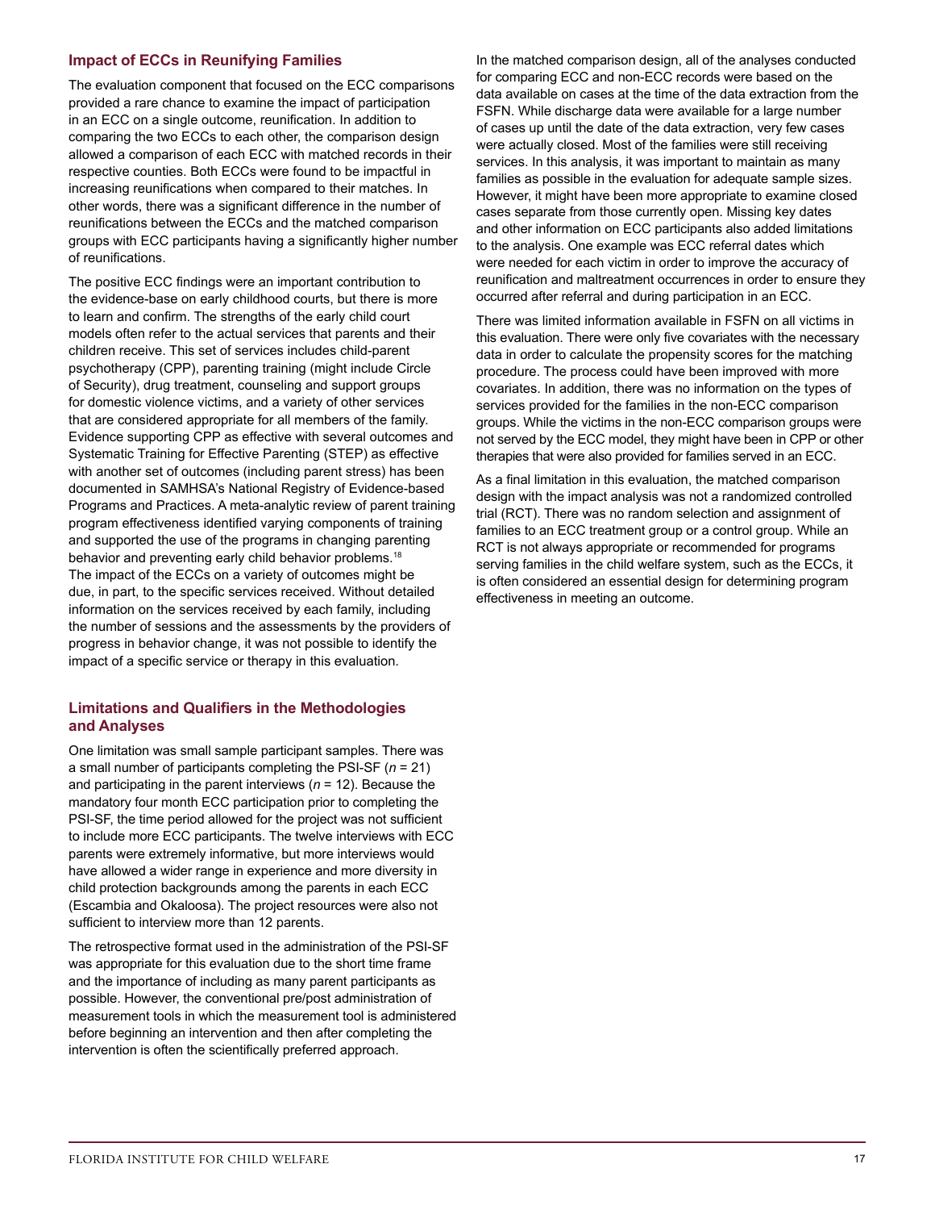### Impact of ECCs in Reunifying Families

The evaluation component that focused on the ECC comparisons provided a rare chance to examine the impact of participation in an ECC on a single outcome, reunification. In addition to comparing the two ECCs to each other, the comparison design allowed a comparison of each ECC with matched records in their respective counties. Both ECCs were found to be impactful in increasing reunifications when compared to their matches. In other words, there was a significant difference in the number of reunifications between the ECCs and the matched comparison groups with ECC participants having a significantly higher number of reunifications.

The positive ECC findings were an important contribution to the evidence-base on early childhood courts, but there is more to learn and confirm. The strengths of the early child court models often refer to the actual services that parents and their children receive. This set of services includes child-parent psychotherapy (CPP), parenting training (might include Circle of Security), drug treatment, counseling and support groups for domestic violence victims, and a variety of other services that are considered appropriate for all members of the family. Evidence supporting CPP as effective with several outcomes and Systematic Training for Effective Parenting (STEP) as effective with another set of outcomes (including parent stress) has been documented in SAMHSA's National Registry of Evidence-based Programs and Practices. A meta-analytic review of parent training program effectiveness identified varying components of training and supported the use of the programs in changing parenting behavior and preventing early child behavior problems.[18] The impact of the ECCs on a variety of outcomes might be due, in part, to the specific services received. Without detailed information on the services received by each family, including the number of sessions and the assessments by the providers of progress in behavior change, it was not possible to identify the impact of a specific service or therapy in this evaluation.

### Limitations and Qualifiers in the Methodologies and Analyses

One limitation was small sample participant samples. There was a small number of participants completing the PSI-SF (*n* = 21) and participating in the parent interviews (*n* = 12). Because the mandatory four month ECC participation prior to completing the PSI-SF, the time period allowed for the project was not sufficient to include more ECC participants. The twelve interviews with ECC parents were extremely informative, but more interviews would have allowed a wider range in experience and more diversity in child protection backgrounds among the parents in each ECC (Escambia and Okaloosa). The project resources were also not sufficient to interview more than 12 parents.

The retrospective format used in the administration of the PSI-SF was appropriate for this evaluation due to the short time frame and the importance of including as many parent participants as possible. However, the conventional pre/post administration of measurement tools in which the measurement tool is administered before beginning an intervention and then after completing the intervention is often the scientifically preferred approach.

In the matched comparison design, all of the analyses conducted for comparing ECC and non-ECC records were based on the data available on cases at the time of the data extraction from the FSFN. While discharge data were available for a large number of cases up until the date of the data extraction, very few cases were actually closed. Most of the families were still receiving services. In this analysis, it was important to maintain as many families as possible in the evaluation for adequate sample sizes. However, it might have been more appropriate to examine closed cases separate from those currently open. Missing key dates and other information on ECC participants also added limitations to the analysis. One example was ECC referral dates which were needed for each victim in order to improve the accuracy of reunification and maltreatment occurrences in order to ensure they occurred after referral and during participation in an ECC.

There was limited information available in FSFN on all victims in this evaluation. There were only five covariates with the necessary data in order to calculate the propensity scores for the matching procedure. The process could have been improved with more covariates. In addition, there was no information on the types of services provided for the families in the non-ECC comparison groups. While the victims in the non-ECC comparison groups were not served by the ECC model, they might have been in CPP or other therapies that were also provided for families served in an ECC.

As a final limitation in this evaluation, the matched comparison design with the impact analysis was not a randomized controlled trial (RCT). There was no random selection and assignment of families to an ECC treatment group or a control group. While an RCT is not always appropriate or recommended for programs serving families in the child welfare system, such as the ECCs, it is often considered an essential design for determining program effectiveness in meeting an outcome.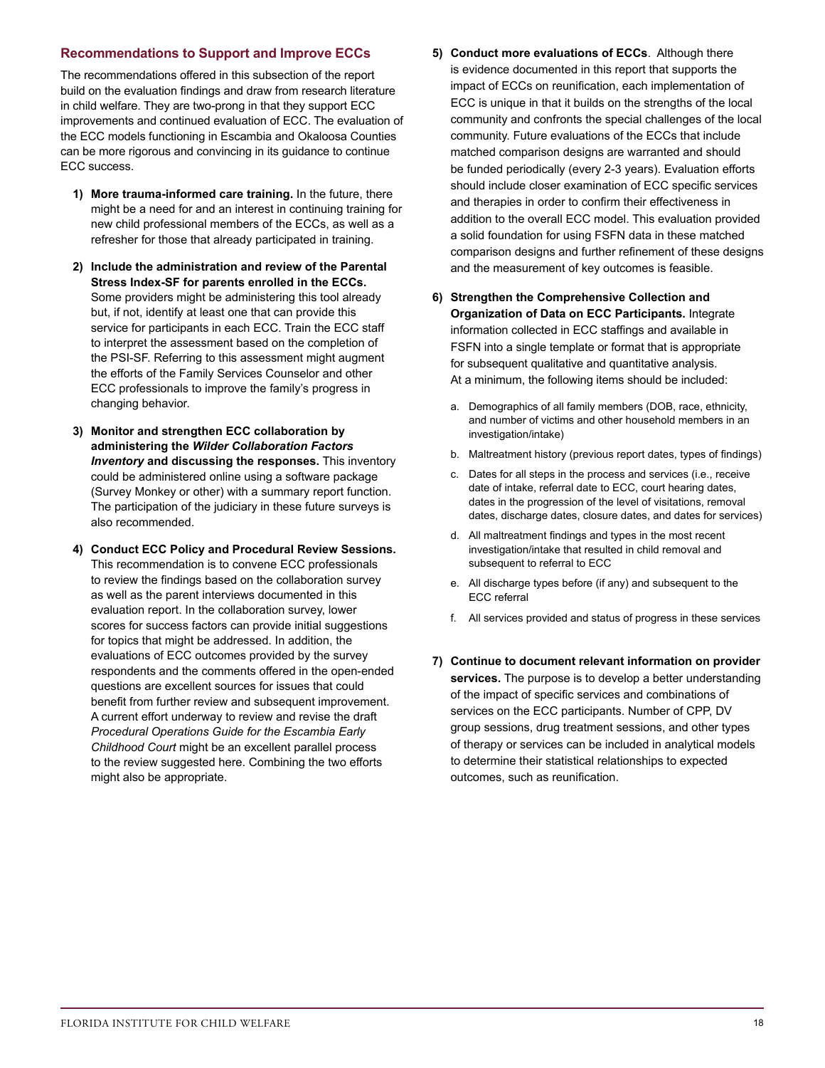## Recommendations to Support and Improve ECCs

The recommendations offered in this subsection of the report build on the evaluation findings and draw from research literature in child welfare. They are two-prong in that they support ECC improvements and continued evaluation of ECC. The evaluation of the ECC models functioning in Escambia and Okaloosa Counties can be more rigorous and convincing in its guidance to continue ECC success.

1) **More trauma-informed care training.** In the future, there might be a need for and an interest in continuing training for new child professional members of the ECCs, as well as a refresher for those that already participated in training.

2) **Include the administration and review of the Parental Stress Index-SF for parents enrolled in the ECCs.** Some providers might be administering this tool already but, if not, identify at least one that can provide this service for participants in each ECC. Train the ECC staff to interpret the assessment based on the completion of the PSI-SF. Referring to this assessment might augment the efforts of the Family Services Counselor and other ECC professionals to improve the family's progress in changing behavior.

3) **Monitor and strengthen ECC collaboration by administering the *Wilder Collaboration Factors Inventory* and discussing the responses.** This inventory could be administered online using a software package (Survey Monkey or other) with a summary report function. The participation of the judiciary in these future surveys is also recommended.

4) **Conduct ECC Policy and Procedural Review Sessions.** This recommendation is to convene ECC professionals to review the findings based on the collaboration survey as well as the parent interviews documented in this evaluation report. In the collaboration survey, lower scores for success factors can provide initial suggestions for topics that might be addressed. In addition, the evaluations of ECC outcomes provided by the survey respondents and the comments offered in the open-ended questions are excellent sources for issues that could benefit from further review and subsequent improvement. A current effort underway to review and revise the draft *Procedural Operations Guide for the Escambia Early Childhood Court* might be an excellent parallel process to the review suggested here. Combining the two efforts might also be appropriate.

5) **Conduct more evaluations of ECCs**. Although there is evidence documented in this report that supports the impact of ECCs on reunification, each implementation of ECC is unique in that it builds on the strengths of the local community and confronts the special challenges of the local community. Future evaluations of the ECCs that include matched comparison designs are warranted and should be funded periodically (every 2-3 years). Evaluation efforts should include closer examination of ECC specific services and therapies in order to confirm their effectiveness in addition to the overall ECC model. This evaluation provided a solid foundation for using FSFN data in these matched comparison designs and further refinement of these designs and the measurement of key outcomes is feasible.

6) **Strengthen the Comprehensive Collection and Organization of Data on ECC Participants.** Integrate information collected in ECC staffings and available in FSFN into a single template or format that is appropriate for subsequent qualitative and quantitative analysis. At a minimum, the following items should be included:

   a. Demographics of all family members (DOB, race, ethnicity, and number of victims and other household members in an investigation/intake)

   b. Maltreatment history (previous report dates, types of findings)

   c. Dates for all steps in the process and services (i.e., receive date of intake, referral date to ECC, court hearing dates, dates in the progression of the level of visitations, removal dates, discharge dates, closure dates, and dates for services)

   d. All maltreatment findings and types in the most recent investigation/intake that resulted in child removal and subsequent to referral to ECC

   e. All discharge types before (if any) and subsequent to the ECC referral

   f. All services provided and status of progress in these services

7) **Continue to document relevant information on provider services.** The purpose is to develop a better understanding of the impact of specific services and combinations of services on the ECC participants. Number of CPP, DV group sessions, drug treatment sessions, and other types of therapy or services can be included in analytical models to determine their statistical relationships to expected outcomes, such as reunification.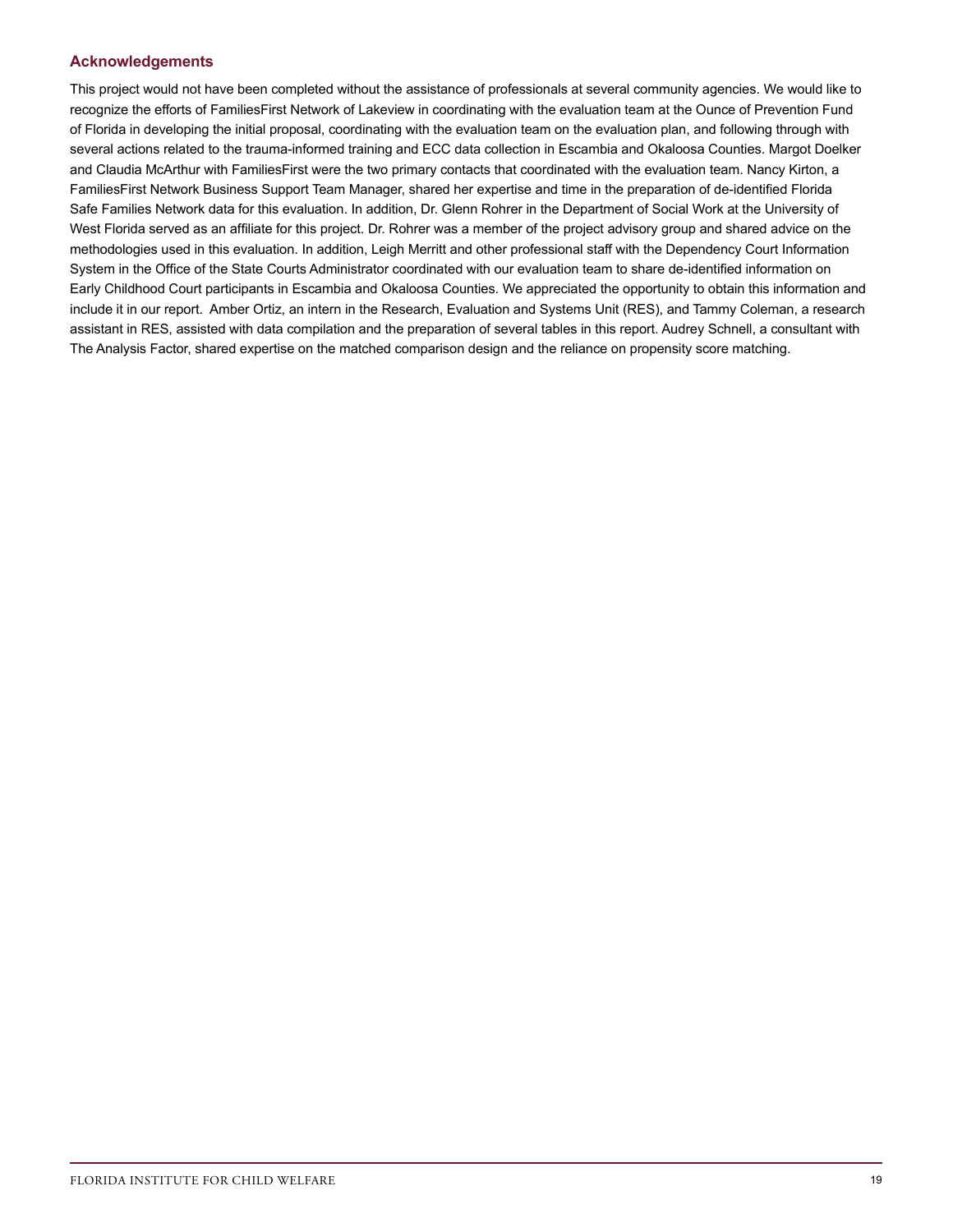## Acknowledgements

This project would not have been completed without the assistance of professionals at several community agencies. We would like to recognize the efforts of FamiliesFirst Network of Lakeview in coordinating with the evaluation team at the Ounce of Prevention Fund of Florida in developing the initial proposal, coordinating with the evaluation team on the evaluation plan, and following through with several actions related to the trauma-informed training and ECC data collection in Escambia and Okaloosa Counties. Margot Doelker and Claudia McArthur with FamiliesFirst were the two primary contacts that coordinated with the evaluation team. Nancy Kirton, a FamiliesFirst Network Business Support Team Manager, shared her expertise and time in the preparation of de-identified Florida Safe Families Network data for this evaluation. In addition, Dr. Glenn Rohrer in the Department of Social Work at the University of West Florida served as an affiliate for this project. Dr. Rohrer was a member of the project advisory group and shared advice on the methodologies used in this evaluation. In addition, Leigh Merritt and other professional staff with the Dependency Court Information System in the Office of the State Courts Administrator coordinated with our evaluation team to share de-identified information on Early Childhood Court participants in Escambia and Okaloosa Counties. We appreciated the opportunity to obtain this information and include it in our report. Amber Ortiz, an intern in the Research, Evaluation and Systems Unit (RES), and Tammy Coleman, a research assistant in RES, assisted with data compilation and the preparation of several tables in this report. Audrey Schnell, a consultant with The Analysis Factor, shared expertise on the matched comparison design and the reliance on propensity score matching.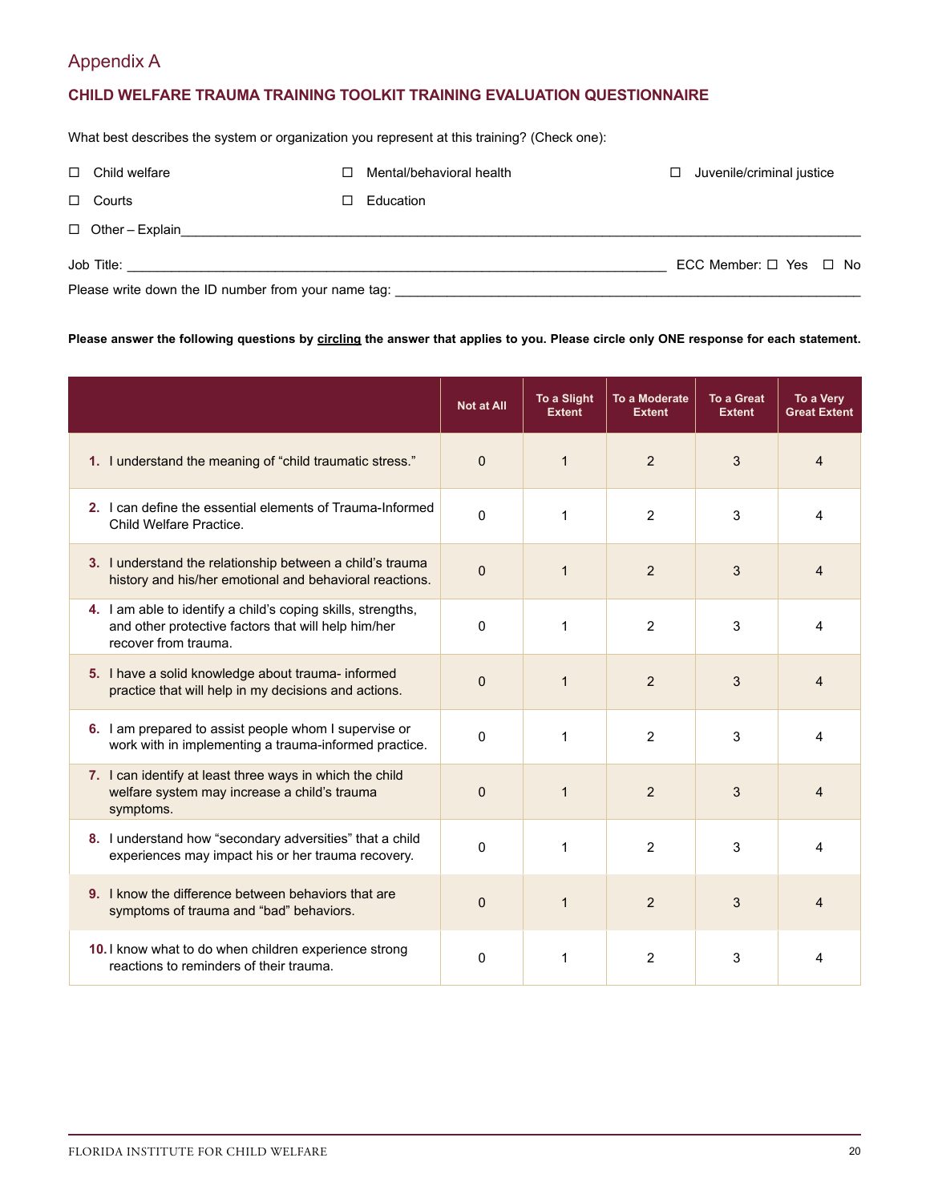## Appendix A

### CHILD WELFARE TRAUMA TRAINING TOOLKIT TRAINING EVALUATION QUESTIONNAIRE

What best describes the system or organization you represent at this training? (Check one):

☐ Child welfare ☐ Mental/behavioral health ☐ Juvenile/criminal justice

☐ Courts ☐ Education

☐ Other – Explain____________________________________________________________

Job Title: ____________________________________________ ECC Member: ☐ Yes ☐ No

Please write down the ID number from your name tag: ____________________________________

**Please answer the following questions by circling the answer that applies to you. Please circle only ONE response for each statement.**

| | Not at All | To a Slight Extent | To a Moderate Extent | To a Great Extent | To a Very Great Extent |
|---|---|---|---|---|---|
| **1.** I understand the meaning of "child traumatic stress." | 0 | 1 | 2 | 3 | 4 |
| **2.** I can define the essential elements of Trauma-Informed Child Welfare Practice. | 0 | 1 | 2 | 3 | 4 |
| **3.** I understand the relationship between a child's trauma history and his/her emotional and behavioral reactions. | 0 | 1 | 2 | 3 | 4 |
| **4.** I am able to identify a child's coping skills, strengths, and other protective factors that will help him/her recover from trauma. | 0 | 1 | 2 | 3 | 4 |
| **5.** I have a solid knowledge about trauma- informed practice that will help in my decisions and actions. | 0 | 1 | 2 | 3 | 4 |
| **6.** I am prepared to assist people whom I supervise or work with in implementing a trauma-informed practice. | 0 | 1 | 2 | 3 | 4 |
| **7.** I can identify at least three ways in which the child welfare system may increase a child's trauma symptoms. | 0 | 1 | 2 | 3 | 4 |
| **8.** I understand how "secondary adversities" that a child experiences may impact his or her trauma recovery. | 0 | 1 | 2 | 3 | 4 |
| **9.** I know the difference between behaviors that are symptoms of trauma and "bad" behaviors. | 0 | 1 | 2 | 3 | 4 |
| **10.** I know what to do when children experience strong reactions to reminders of their trauma. | 0 | 1 | 2 | 3 | 4 |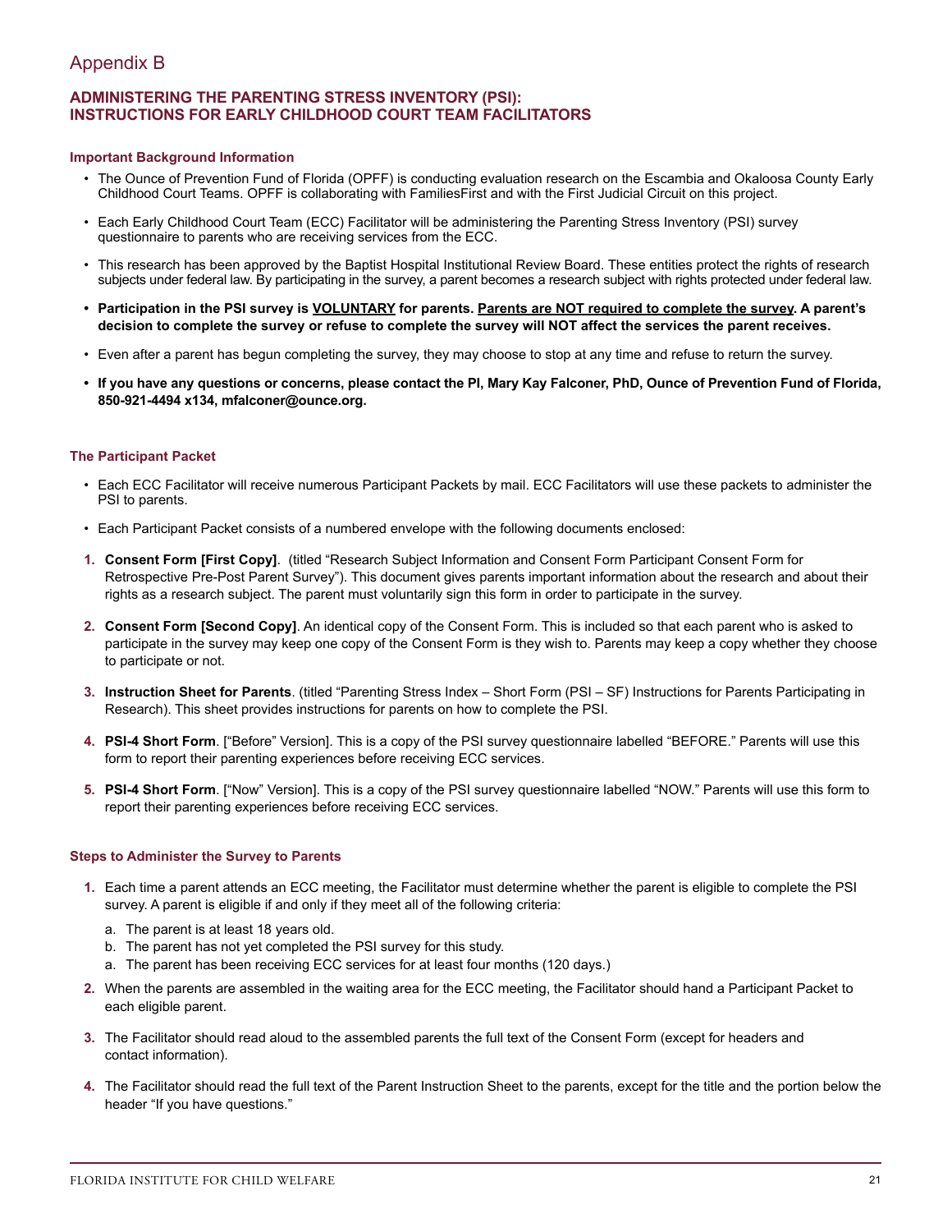# Appendix B

## ADMINISTERING THE PARENTING STRESS INVENTORY (PSI): INSTRUCTIONS FOR EARLY CHILDHOOD COURT TEAM FACILITATORS

### Important Background Information

- The Ounce of Prevention Fund of Florida (OPFF) is conducting evaluation research on the Escambia and Okaloosa County Early Childhood Court Teams. OPFF is collaborating with FamiliesFirst and with the First Judicial Circuit on this project.
- Each Early Childhood Court Team (ECC) Facilitator will be administering the Parenting Stress Inventory (PSI) survey questionnaire to parents who are receiving services from the ECC.
- This research has been approved by the Baptist Hospital Institutional Review Board. These entities protect the rights of research subjects under federal law. By participating in the survey, a parent becomes a research subject with rights protected under federal law.
- **Participation in the PSI survey is <u>VOLUNTARY</u> for parents. <u>Parents are NOT required to complete the survey</u>. A parent's decision to complete the survey or refuse to complete the survey will NOT affect the services the parent receives.**
- Even after a parent has begun completing the survey, they may choose to stop at any time and refuse to return the survey.
- **If you have any questions or concerns, please contact the PI, Mary Kay Falconer, PhD, Ounce of Prevention Fund of Florida, 850-921-4494 x134, mfalconer@ounce.org.**

### The Participant Packet

- Each ECC Facilitator will receive numerous Participant Packets by mail. ECC Facilitators will use these packets to administer the PSI to parents.
- Each Participant Packet consists of a numbered envelope with the following documents enclosed:

1. **Consent Form [First Copy]**. (titled "Research Subject Information and Consent Form Participant Consent Form for Retrospective Pre-Post Parent Survey"). This document gives parents important information about the research and about their rights as a research subject. The parent must voluntarily sign this form in order to participate in the survey.
2. **Consent Form [Second Copy]**. An identical copy of the Consent Form. This is included so that each parent who is asked to participate in the survey may keep one copy of the Consent Form is they wish to. Parents may keep a copy whether they choose to participate or not.
3. **Instruction Sheet for Parents**. (titled "Parenting Stress Index – Short Form (PSI – SF) Instructions for Parents Participating in Research). This sheet provides instructions for parents on how to complete the PSI.
4. **PSI-4 Short Form**. ["Before" Version]. This is a copy of the PSI survey questionnaire labelled "BEFORE." Parents will use this form to report their parenting experiences before receiving ECC services.
5. **PSI-4 Short Form**. ["Now" Version]. This is a copy of the PSI survey questionnaire labelled "NOW." Parents will use this form to report their parenting experiences before receiving ECC services.

### Steps to Administer the Survey to Parents

1. Each time a parent attends an ECC meeting, the Facilitator must determine whether the parent is eligible to complete the PSI survey. A parent is eligible if and only if they meet all of the following criteria:
   a. The parent is at least 18 years old.
   b. The parent has not yet completed the PSI survey for this study.
   a. The parent has been receiving ECC services for at least four months (120 days.)
2. When the parents are assembled in the waiting area for the ECC meeting, the Facilitator should hand a Participant Packet to each eligible parent.
3. The Facilitator should read aloud to the assembled parents the full text of the Consent Form (except for headers and contact information).
4. The Facilitator should read the full text of the Parent Instruction Sheet to the parents, except for the title and the portion below the header "If you have questions."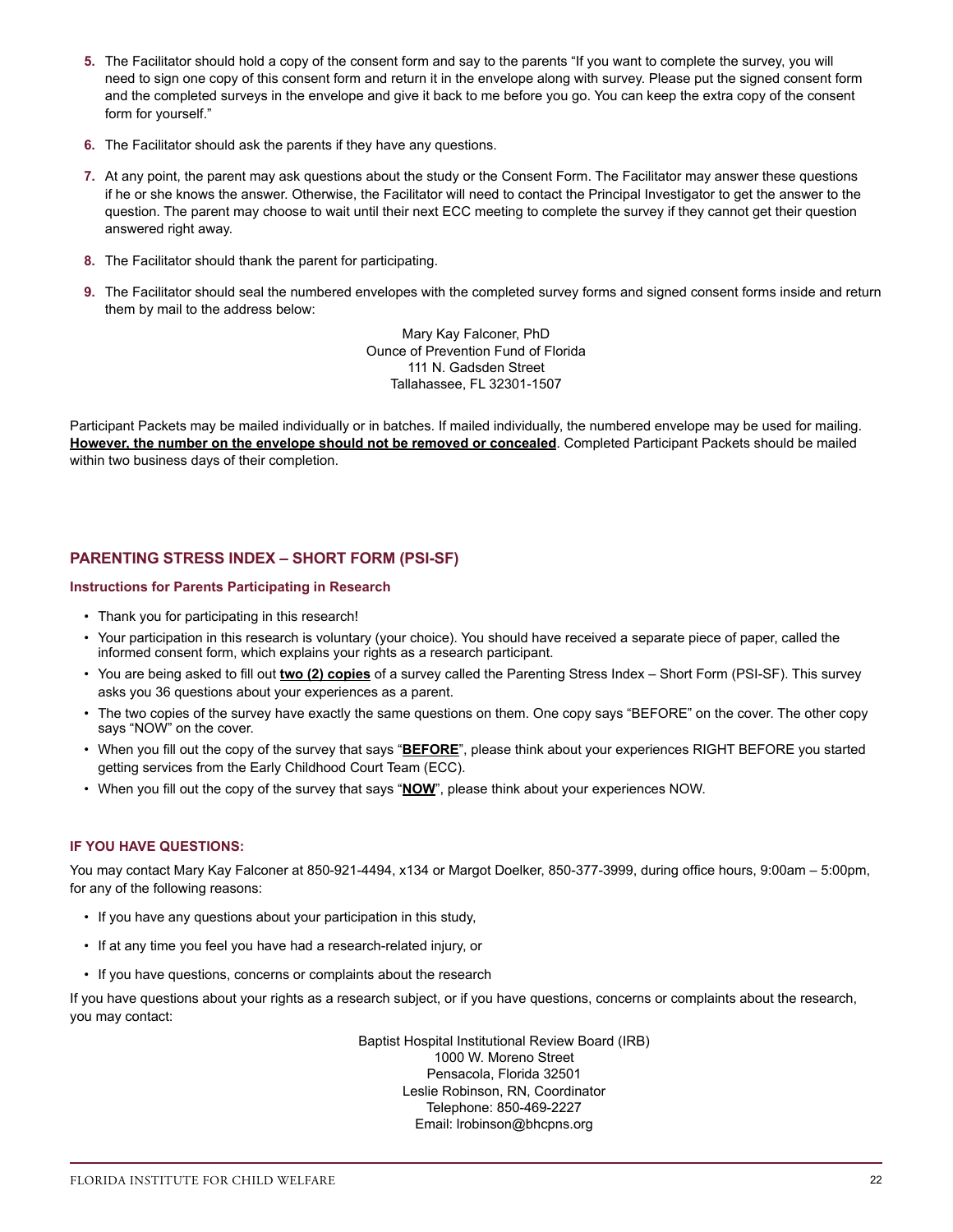5. The Facilitator should hold a copy of the consent form and say to the parents "If you want to complete the survey, you will need to sign one copy of this consent form and return it in the envelope along with survey. Please put the signed consent form and the completed surveys in the envelope and give it back to me before you go. You can keep the extra copy of the consent form for yourself."

6. The Facilitator should ask the parents if they have any questions.

7. At any point, the parent may ask questions about the study or the Consent Form. The Facilitator may answer these questions if he or she knows the answer. Otherwise, the Facilitator will need to contact the Principal Investigator to get the answer to the question. The parent may choose to wait until their next ECC meeting to complete the survey if they cannot get their question answered right away.

8. The Facilitator should thank the parent for participating.

9. The Facilitator should seal the numbered envelopes with the completed survey forms and signed consent forms inside and return them by mail to the address below:

Mary Kay Falconer, PhD
Ounce of Prevention Fund of Florida
111 N. Gadsden Street
Tallahassee, FL 32301-1507

Participant Packets may be mailed individually or in batches. If mailed individually, the numbered envelope may be used for mailing. **However, the number on the envelope should not be removed or concealed**. Completed Participant Packets should be mailed within two business days of their completion.

## PARENTING STRESS INDEX – SHORT FORM (PSI-SF)

### Instructions for Parents Participating in Research

- Thank you for participating in this research!
- Your participation in this research is voluntary (your choice). You should have received a separate piece of paper, called the informed consent form, which explains your rights as a research participant.
- You are being asked to fill out **two (2) copies** of a survey called the Parenting Stress Index – Short Form (PSI-SF). This survey asks you 36 questions about your experiences as a parent.
- The two copies of the survey have exactly the same questions on them. One copy says "BEFORE" on the cover. The other copy says "NOW" on the cover.
- When you fill out the copy of the survey that says "**BEFORE**", please think about your experiences RIGHT BEFORE you started getting services from the Early Childhood Court Team (ECC).
- When you fill out the copy of the survey that says "**NOW**", please think about your experiences NOW.

### IF YOU HAVE QUESTIONS:

You may contact Mary Kay Falconer at 850-921-4494, x134 or Margot Doelker, 850-377-3999, during office hours, 9:00am – 5:00pm, for any of the following reasons:

- If you have any questions about your participation in this study,
- If at any time you feel you have had a research-related injury, or
- If you have questions, concerns or complaints about the research

If you have questions about your rights as a research subject, or if you have questions, concerns or complaints about the research, you may contact:

Baptist Hospital Institutional Review Board (IRB)
1000 W. Moreno Street
Pensacola, Florida 32501
Leslie Robinson, RN, Coordinator
Telephone: 850-469-2227
Email: lrobinson@bhcpns.org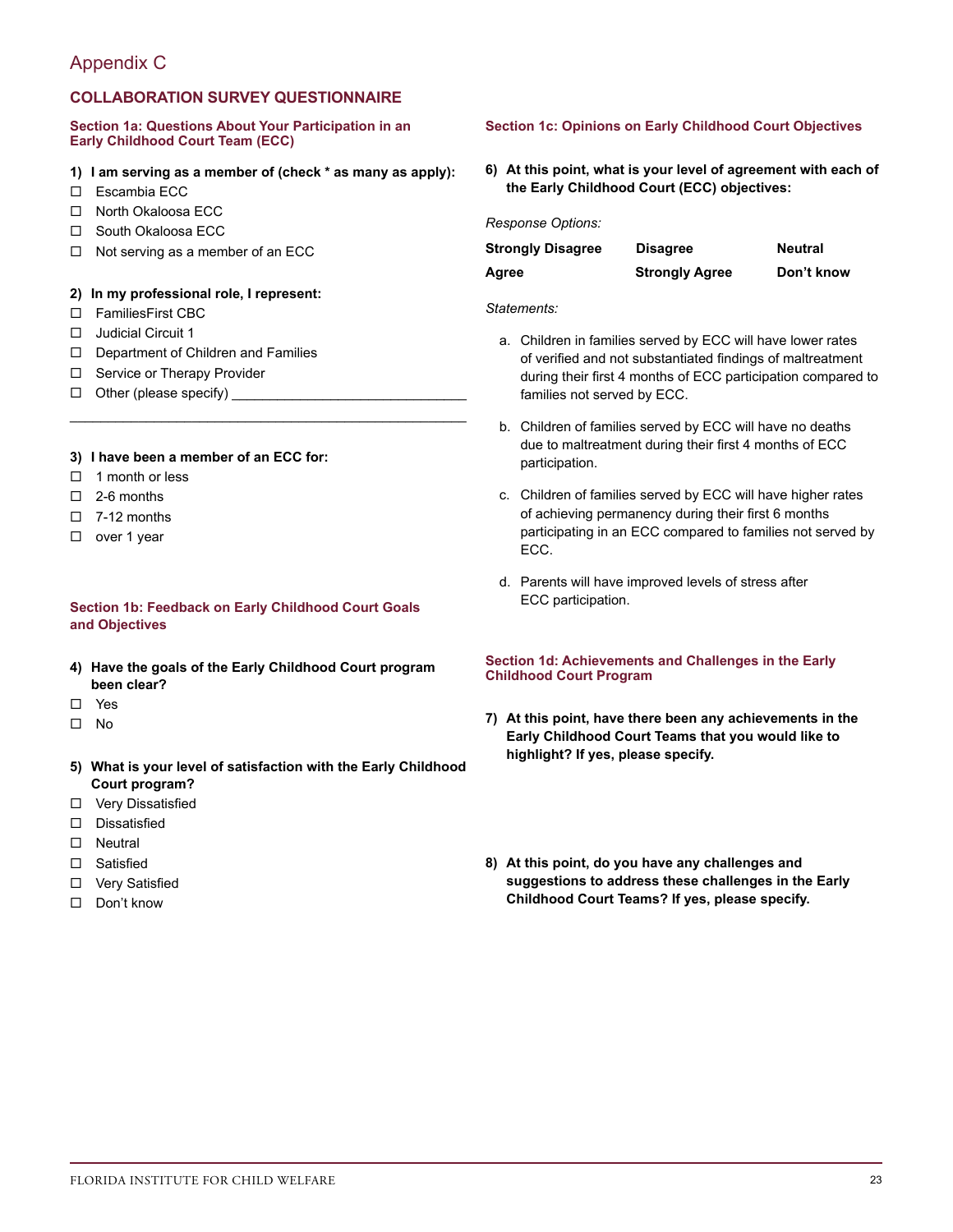# Appendix C

## COLLABORATION SURVEY QUESTIONNAIRE

### Section 1a: Questions About Your Participation in an Early Childhood Court Team (ECC)

**1) I am serving as a member of (check * as many as apply):**

- ☐ Escambia ECC
- ☐ North Okaloosa ECC
- ☐ South Okaloosa ECC
- ☐ Not serving as a member of an ECC

**2) In my professional role, I represent:**

- ☐ FamiliesFirst CBC
- ☐ Judicial Circuit 1
- ☐ Department of Children and Families
- ☐ Service or Therapy Provider
- ☐ Other (please specify) ______________________________

______________________________________________________

**3) I have been a member of an ECC for:**

- ☐ 1 month or less
- ☐ 2-6 months
- ☐ 7-12 months
- ☐ over 1 year

### Section 1b: Feedback on Early Childhood Court Goals and Objectives

**4) Have the goals of the Early Childhood Court program been clear?**

- ☐ Yes
- ☐ No

**5) What is your level of satisfaction with the Early Childhood Court program?**

- ☐ Very Dissatisfied
- ☐ Dissatisfied
- ☐ Neutral
- ☐ Satisfied
- ☐ Very Satisfied
- ☐ Don't know

### Section 1c: Opinions on Early Childhood Court Objectives

**6) At this point, what is your level of agreement with each of the Early Childhood Court (ECC) objectives:**

*Response Options:*

| **Strongly Disagree** | **Disagree** | **Neutral** |
|---|---|---|
| **Agree** | **Strongly Agree** | **Don't know** |

*Statements:*

a. Children in families served by ECC will have lower rates of verified and not substantiated findings of maltreatment during their first 4 months of ECC participation compared to families not served by ECC.

b. Children of families served by ECC will have no deaths due to maltreatment during their first 4 months of ECC participation.

c. Children of families served by ECC will have higher rates of achieving permanency during their first 6 months participating in an ECC compared to families not served by ECC.

d. Parents will have improved levels of stress after ECC participation.

### Section 1d: Achievements and Challenges in the Early Childhood Court Program

**7) At this point, have there been any achievements in the Early Childhood Court Teams that you would like to highlight? If yes, please specify.**

**8) At this point, do you have any challenges and suggestions to address these challenges in the Early Childhood Court Teams? If yes, please specify.**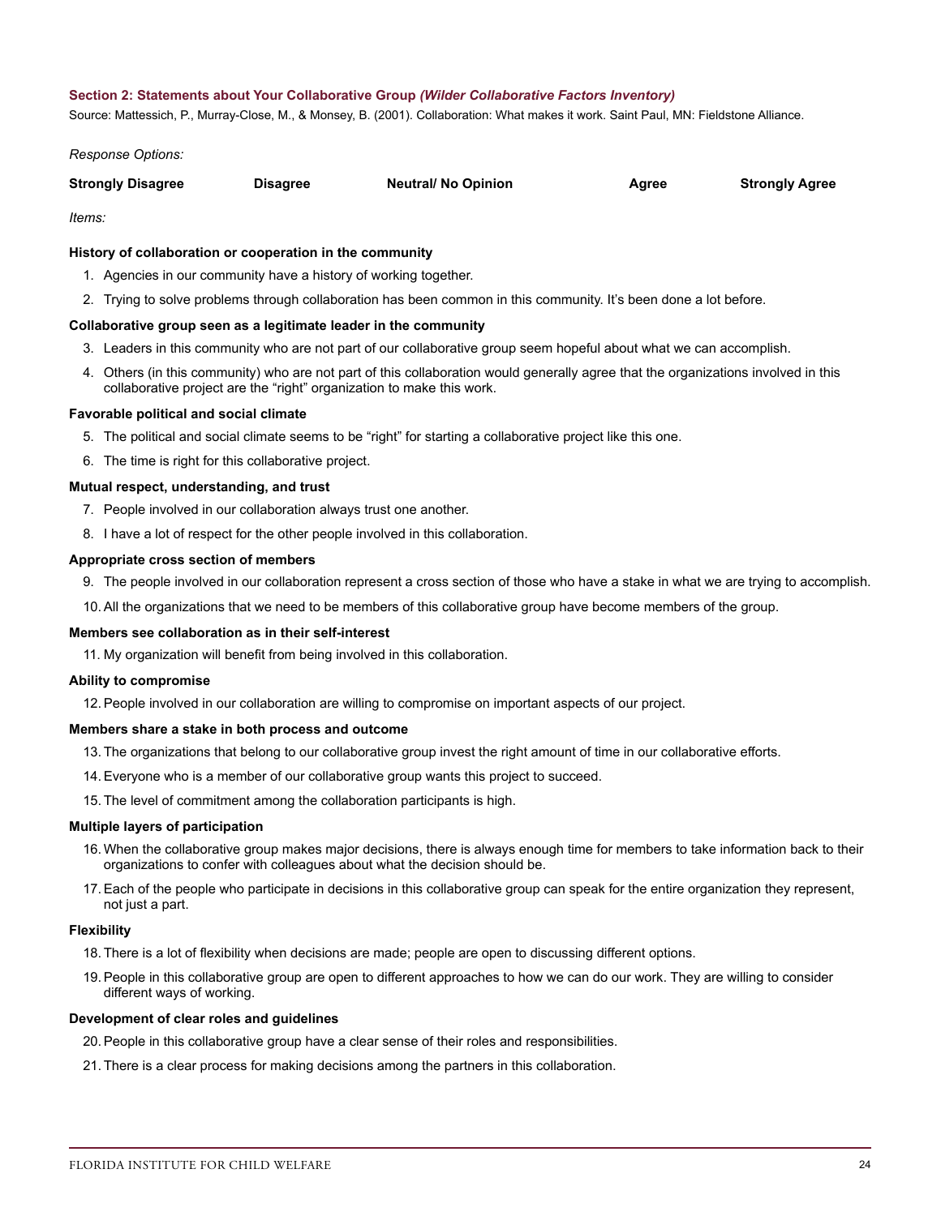### Section 2: Statements about Your Collaborative Group *(Wilder Collaborative Factors Inventory)*

Source: Mattessich, P., Murray-Close, M., & Monsey, B. (2001). Collaboration: What makes it work. Saint Paul, MN: Fieldstone Alliance.

*Response Options:*

| **Strongly Disagree** | **Disagree** | **Neutral/ No Opinion** | **Agree** | **Strongly Agree** |
|---|---|---|---|---|

*Items:*

**History of collaboration or cooperation in the community**

1. Agencies in our community have a history of working together.
2. Trying to solve problems through collaboration has been common in this community. It's been done a lot before.

**Collaborative group seen as a legitimate leader in the community**

3. Leaders in this community who are not part of our collaborative group seem hopeful about what we can accomplish.
4. Others (in this community) who are not part of this collaboration would generally agree that the organizations involved in this collaborative project are the "right" organization to make this work.

**Favorable political and social climate**

5. The political and social climate seems to be "right" for starting a collaborative project like this one.
6. The time is right for this collaborative project.

**Mutual respect, understanding, and trust**

7. People involved in our collaboration always trust one another.
8. I have a lot of respect for the other people involved in this collaboration.

**Appropriate cross section of members**

9. The people involved in our collaboration represent a cross section of those who have a stake in what we are trying to accomplish.
10. All the organizations that we need to be members of this collaborative group have become members of the group.

**Members see collaboration as in their self-interest**

11. My organization will benefit from being involved in this collaboration.

**Ability to compromise**

12. People involved in our collaboration are willing to compromise on important aspects of our project.

**Members share a stake in both process and outcome**

13. The organizations that belong to our collaborative group invest the right amount of time in our collaborative efforts.
14. Everyone who is a member of our collaborative group wants this project to succeed.
15. The level of commitment among the collaboration participants is high.

**Multiple layers of participation**

16. When the collaborative group makes major decisions, there is always enough time for members to take information back to their organizations to confer with colleagues about what the decision should be.
17. Each of the people who participate in decisions in this collaborative group can speak for the entire organization they represent, not just a part.

**Flexibility**

18. There is a lot of flexibility when decisions are made; people are open to discussing different options.
19. People in this collaborative group are open to different approaches to how we can do our work. They are willing to consider different ways of working.

**Development of clear roles and guidelines**

20. People in this collaborative group have a clear sense of their roles and responsibilities.
21. There is a clear process for making decisions among the partners in this collaboration.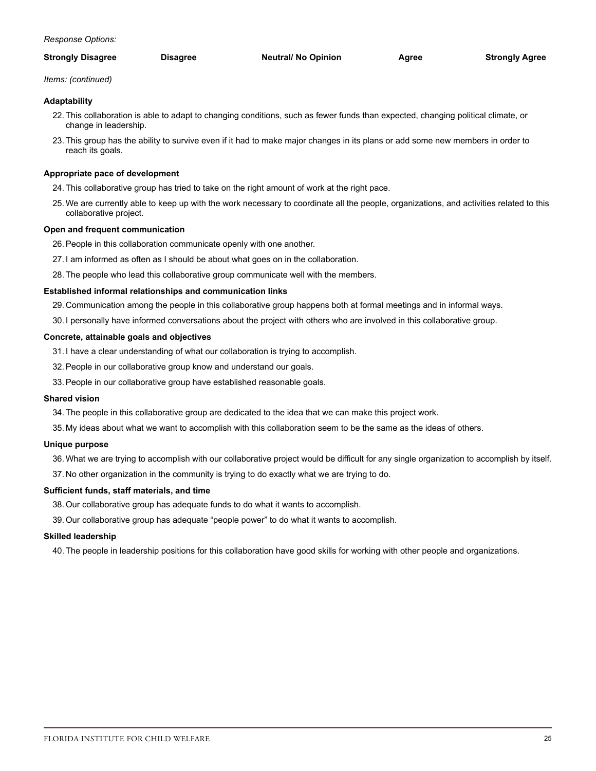*Response Options:*

| Strongly Disagree | Disagree | Neutral/ No Opinion | Agree | Strongly Agree |
|---|---|---|---|---|

*Items: (continued)*

**Adaptability**

22. This collaboration is able to adapt to changing conditions, such as fewer funds than expected, changing political climate, or change in leadership.
23. This group has the ability to survive even if it had to make major changes in its plans or add some new members in order to reach its goals.

**Appropriate pace of development**

24. This collaborative group has tried to take on the right amount of work at the right pace.
25. We are currently able to keep up with the work necessary to coordinate all the people, organizations, and activities related to this collaborative project.

**Open and frequent communication**

26. People in this collaboration communicate openly with one another.
27. I am informed as often as I should be about what goes on in the collaboration.
28. The people who lead this collaborative group communicate well with the members.

**Established informal relationships and communication links**

29. Communication among the people in this collaborative group happens both at formal meetings and in informal ways.
30. I personally have informed conversations about the project with others who are involved in this collaborative group.

**Concrete, attainable goals and objectives**

31. I have a clear understanding of what our collaboration is trying to accomplish.
32. People in our collaborative group know and understand our goals.
33. People in our collaborative group have established reasonable goals.

**Shared vision**

34. The people in this collaborative group are dedicated to the idea that we can make this project work.
35. My ideas about what we want to accomplish with this collaboration seem to be the same as the ideas of others.

**Unique purpose**

36. What we are trying to accomplish with our collaborative project would be difficult for any single organization to accomplish by itself.
37. No other organization in the community is trying to do exactly what we are trying to do.

**Sufficient funds, staff materials, and time**

38. Our collaborative group has adequate funds to do what it wants to accomplish.
39. Our collaborative group has adequate “people power” to do what it wants to accomplish.

**Skilled leadership**

40. The people in leadership positions for this collaboration have good skills for working with other people and organizations.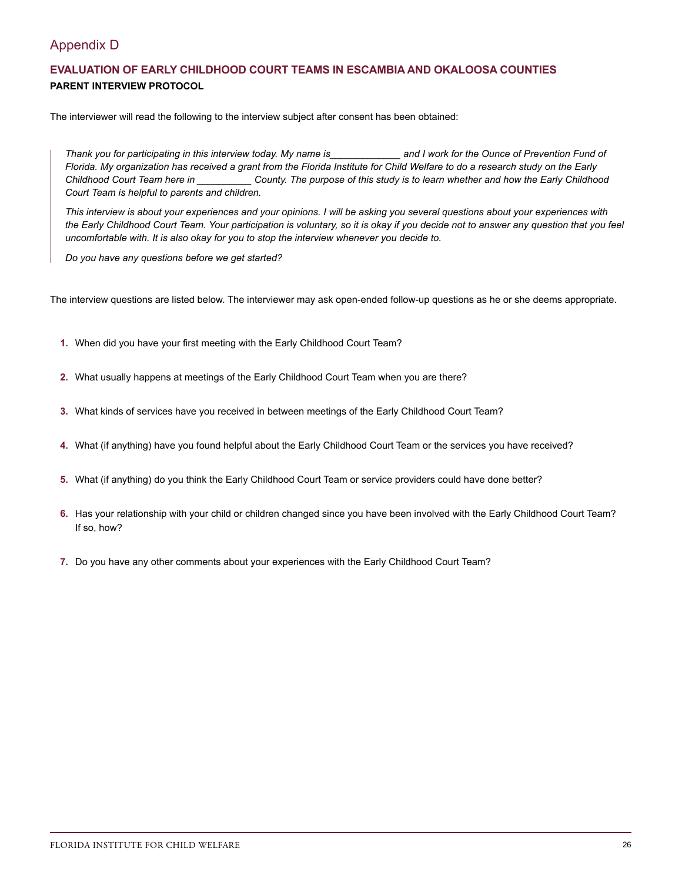# Appendix D

## EVALUATION OF EARLY CHILDHOOD COURT TEAMS IN ESCAMBIA AND OKALOOSA COUNTIES

**PARENT INTERVIEW PROTOCOL**

The interviewer will read the following to the interview subject after consent has been obtained:

> *Thank you for participating in this interview today. My name is_____________ and I work for the Ounce of Prevention Fund of Florida. My organization has received a grant from the Florida Institute for Child Welfare to do a research study on the Early Childhood Court Team here in __________ County. The purpose of this study is to learn whether and how the Early Childhood Court Team is helpful to parents and children.*
>
> *This interview is about your experiences and your opinions. I will be asking you several questions about your experiences with the Early Childhood Court Team. Your participation is voluntary, so it is okay if you decide not to answer any question that you feel uncomfortable with. It is also okay for you to stop the interview whenever you decide to.*
>
> *Do you have any questions before we get started?*

The interview questions are listed below. The interviewer may ask open-ended follow-up questions as he or she deems appropriate.

1. When did you have your first meeting with the Early Childhood Court Team?
2. What usually happens at meetings of the Early Childhood Court Team when you are there?
3. What kinds of services have you received in between meetings of the Early Childhood Court Team?
4. What (if anything) have you found helpful about the Early Childhood Court Team or the services you have received?
5. What (if anything) do you think the Early Childhood Court Team or service providers could have done better?
6. Has your relationship with your child or children changed since you have been involved with the Early Childhood Court Team? If so, how?
7. Do you have any other comments about your experiences with the Early Childhood Court Team?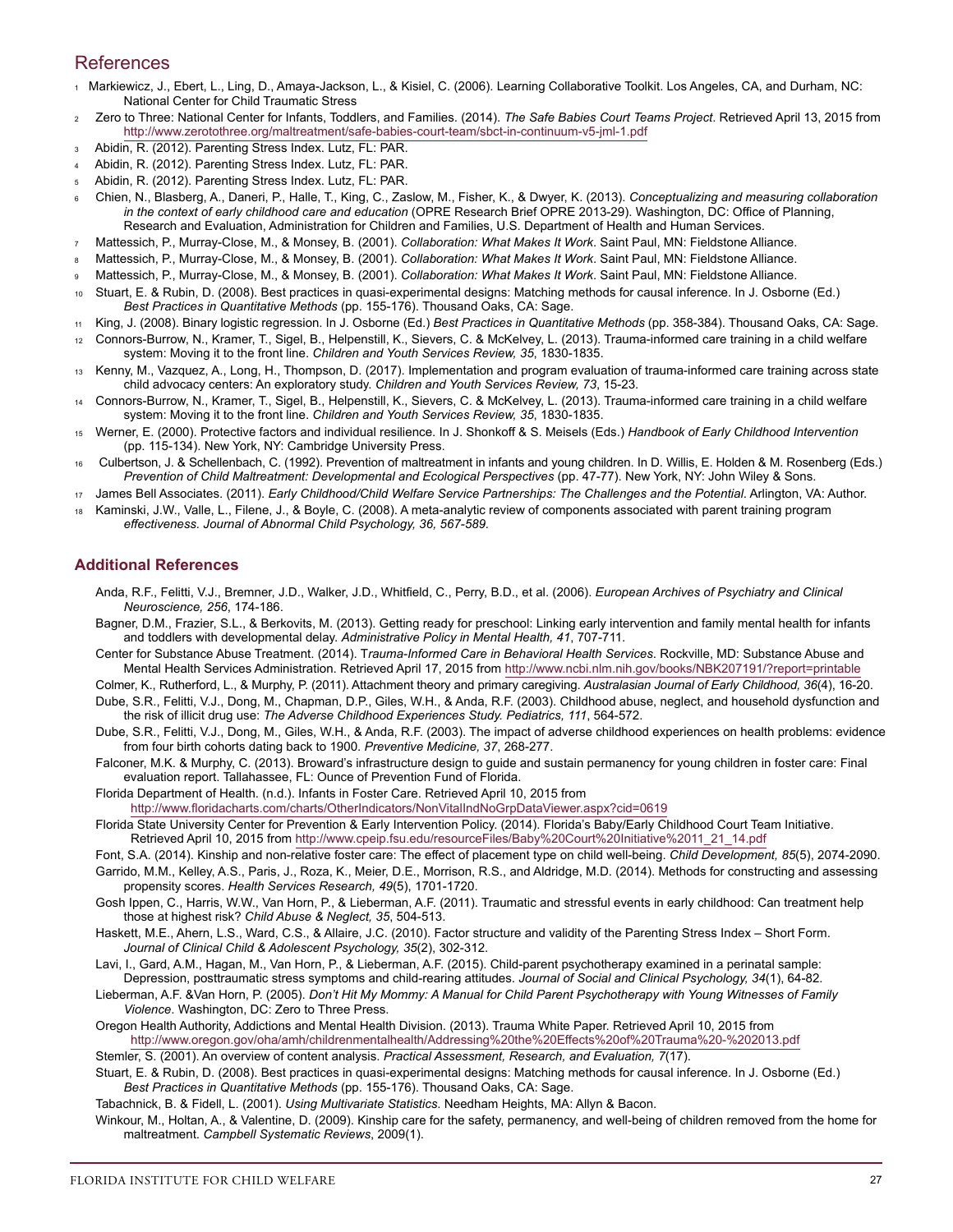## References

1. Markiewicz, J., Ebert, L., Ling, D., Amaya-Jackson, L., & Kisiel, C. (2006). Learning Collaborative Toolkit. Los Angeles, CA, and Durham, NC: National Center for Child Traumatic Stress
2. Zero to Three: National Center for Infants, Toddlers, and Families. (2014). *The Safe Babies Court Teams Project*. Retrieved April 13, 2015 from http://www.zerotothree.org/maltreatment/safe-babies-court-team/sbct-in-continuum-v5-jml-1.pdf
3. Abidin, R. (2012). Parenting Stress Index. Lutz, FL: PAR.
4. Abidin, R. (2012). Parenting Stress Index. Lutz, FL: PAR.
5. Abidin, R. (2012). Parenting Stress Index. Lutz, FL: PAR.
6. Chien, N., Blasberg, A., Daneri, P., Halle, T., King, C., Zaslow, M., Fisher, K., & Dwyer, K. (2013). *Conceptualizing and measuring collaboration in the context of early childhood care and education* (OPRE Research Brief OPRE 2013-29). Washington, DC: Office of Planning, Research and Evaluation, Administration for Children and Families, U.S. Department of Health and Human Services.
7. Mattessich, P., Murray-Close, M., & Monsey, B. (2001). *Collaboration: What Makes It Work*. Saint Paul, MN: Fieldstone Alliance.
8. Mattessich, P., Murray-Close, M., & Monsey, B. (2001). *Collaboration: What Makes It Work*. Saint Paul, MN: Fieldstone Alliance.
9. Mattessich, P., Murray-Close, M., & Monsey, B. (2001). *Collaboration: What Makes It Work*. Saint Paul, MN: Fieldstone Alliance.
10. Stuart, E. & Rubin, D. (2008). Best practices in quasi-experimental designs: Matching methods for causal inference. In J. Osborne (Ed.) *Best Practices in Quantitative Methods* (pp. 155-176). Thousand Oaks, CA: Sage.
11. King, J. (2008). Binary logistic regression. In J. Osborne (Ed.) *Best Practices in Quantitative Methods* (pp. 358-384). Thousand Oaks, CA: Sage.
12. Connors-Burrow, N., Kramer, T., Sigel, B., Helpenstill, K., Sievers, C. & McKelvey, L. (2013). Trauma-informed care training in a child welfare system: Moving it to the front line. *Children and Youth Services Review, 35*, 1830-1835.
13. Kenny, M., Vazquez, A., Long, H., Thompson, D. (2017). Implementation and program evaluation of trauma-informed care training across state child advocacy centers: An exploratory study. *Children and Youth Services Review, 73*, 15-23.
14. Connors-Burrow, N., Kramer, T., Sigel, B., Helpenstill, K., Sievers, C. & McKelvey, L. (2013). Trauma-informed care training in a child welfare system: Moving it to the front line. *Children and Youth Services Review, 35*, 1830-1835.
15. Werner, E. (2000). Protective factors and individual resilience. In J. Shonkoff & S. Meisels (Eds.) *Handbook of Early Childhood Intervention* (pp. 115-134). New York, NY: Cambridge University Press.
16. Culbertson, J. & Schellenbach, C. (1992). Prevention of maltreatment in infants and young children. In D. Willis, E. Holden & M. Rosenberg (Eds.) *Prevention of Child Maltreatment: Developmental and Ecological Perspectives* (pp. 47-77). New York, NY: John Wiley & Sons.
17. James Bell Associates. (2011). *Early Childhood/Child Welfare Service Partnerships: The Challenges and the Potential*. Arlington, VA: Author.
18. Kaminski, J.W., Valle, L., Filene, J., & Boyle, C. (2008). A meta-analytic review of components associated with parent training program effectiveness. *Journal of Abnormal Child Psychology, 36, 567-589.*

### Additional References

Anda, R.F., Felitti, V.J., Bremner, J.D., Walker, J.D., Whitfield, C., Perry, B.D., et al. (2006). *European Archives of Psychiatry and Clinical Neuroscience, 256*, 174-186.

Bagner, D.M., Frazier, S.L., & Berkovits, M. (2013). Getting ready for preschool: Linking early intervention and family mental health for infants and toddlers with developmental delay. *Administrative Policy in Mental Health, 41*, 707-711.

Center for Substance Abuse Treatment. (2014). *Trauma-Informed Care in Behavioral Health Services*. Rockville, MD: Substance Abuse and Mental Health Services Administration. Retrieved April 17, 2015 from http://www.ncbi.nlm.nih.gov/books/NBK207191/?report=printable

Colmer, K., Rutherford, L., & Murphy, P. (2011). Attachment theory and primary caregiving. *Australasian Journal of Early Childhood, 36*(4), 16-20.

Dube, S.R., Felitti, V.J., Dong, M., Chapman, D.P., Giles, W.H., & Anda, R.F. (2003). Childhood abuse, neglect, and household dysfunction and the risk of illicit drug use: *The Adverse Childhood Experiences Study. Pediatrics, 111*, 564-572.

Dube, S.R., Felitti, V.J., Dong, M., Giles, W.H., & Anda, R.F. (2003). The impact of adverse childhood experiences on health problems: evidence from four birth cohorts dating back to 1900. *Preventive Medicine, 37*, 268-277.

Falconer, M.K. & Murphy, C. (2013). Broward's infrastructure design to guide and sustain permanency for young children in foster care: Final evaluation report. Tallahassee, FL: Ounce of Prevention Fund of Florida.

Florida Department of Health. (n.d.). Infants in Foster Care. Retrieved April 10, 2015 from http://www.floridacharts.com/charts/OtherIndicators/NonVitalIndNoGrpDataViewer.aspx?cid=0619

Florida State University Center for Prevention & Early Intervention Policy. (2014). Florida's Baby/Early Childhood Court Team Initiative. Retrieved April 10, 2015 from http://www.cpeip.fsu.edu/resourceFiles/Baby%20Court%20Initiative%2011_21_14.pdf

Font, S.A. (2014). Kinship and non-relative foster care: The effect of placement type on child well-being. *Child Development, 85*(5), 2074-2090.

Garrido, M.M., Kelley, A.S., Paris, J., Roza, K., Meier, D.E., Morrison, R.S., and Aldridge, M.D. (2014). Methods for constructing and assessing propensity scores. *Health Services Research, 49*(5), 1701-1720.

Gosh Ippen, C., Harris, W.W., Van Horn, P., & Lieberman, A.F. (2011). Traumatic and stressful events in early childhood: Can treatment help those at highest risk? *Child Abuse & Neglect, 35*, 504-513.

Haskett, M.E., Ahern, L.S., Ward, C.S., & Allaire, J.C. (2010). Factor structure and validity of the Parenting Stress Index – Short Form. *Journal of Clinical Child & Adolescent Psychology, 35*(2), 302-312.

Lavi, I., Gard, A.M., Hagan, M., Van Horn, P., & Lieberman, A.F. (2015). Child-parent psychotherapy examined in a perinatal sample: Depression, posttraumatic stress symptoms and child-rearing attitudes. *Journal of Social and Clinical Psychology, 34*(1), 64-82.

Lieberman, A.F. &Van Horn, P. (2005). *Don't Hit My Mommy: A Manual for Child Parent Psychotherapy with Young Witnesses of Family Violence*. Washington, DC: Zero to Three Press.

Oregon Health Authority, Addictions and Mental Health Division. (2013). Trauma White Paper. Retrieved April 10, 2015 from http://www.oregon.gov/oha/amh/childrenmentalhealth/Addressing%20the%20Effects%20of%20Trauma%20-%202013.pdf

Stemler, S. (2001). An overview of content analysis. *Practical Assessment, Research, and Evaluation, 7*(17).

Stuart, E. & Rubin, D. (2008). Best practices in quasi-experimental designs: Matching methods for causal inference. In J. Osborne (Ed.) *Best Practices in Quantitative Methods* (pp. 155-176). Thousand Oaks, CA: Sage.

Tabachnick, B. & Fidell, L. (2001). *Using Multivariate Statistics*. Needham Heights, MA: Allyn & Bacon.

Winkour, M., Holtan, A., & Valentine, D. (2009). Kinship care for the safety, permanency, and well-being of children removed from the home for maltreatment. *Campbell Systematic Reviews*, 2009(1).